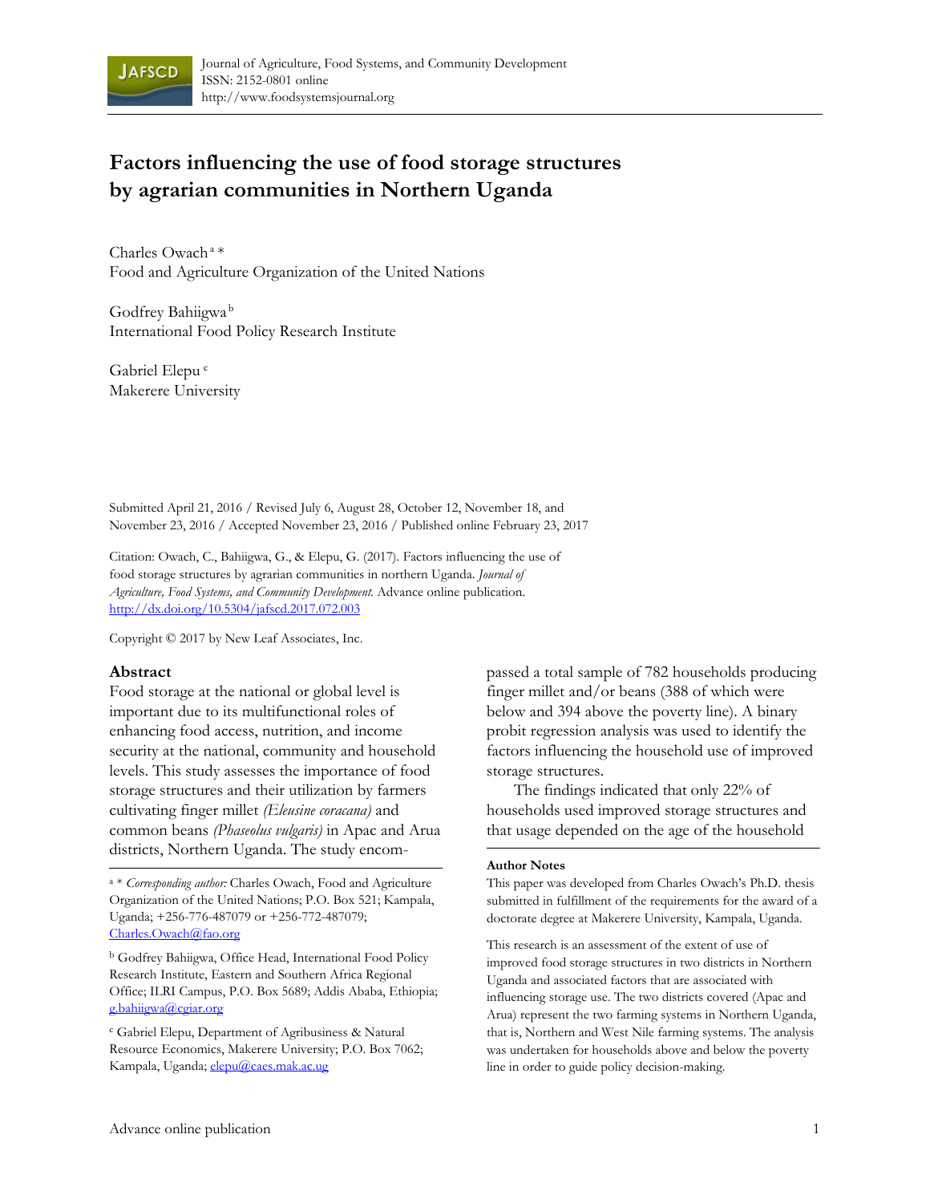# Factors influencing the use of food storage structures by agrarian communities in Northern Uganda

Charles Owach [a] *
Food and Agriculture Organization of the United Nations

Godfrey Bahiigwa [b]
International Food Policy Research Institute

Gabriel Elepu [c]
Makerere University

Submitted April 21, 2016 / Revised July 6, August 28, October 12, November 18, and November 23, 2016 / Accepted November 23, 2016 / Published online February 23, 2017

Citation: Owach, C., Bahiigwa, G., & Elepu, G. (2017). Factors influencing the use of food storage structures by agrarian communities in northern Uganda. *Journal of Agriculture, Food Systems, and Community Development.* Advance online publication. http://dx.doi.org/10.5304/jafscd.2017.072.003

Copyright © 2017 by New Leaf Associates, Inc.

## Abstract

Food storage at the national or global level is important due to its multifunctional roles of enhancing food access, nutrition, and income security at the national, community and household levels. This study assesses the importance of food storage structures and their utilization by farmers cultivating finger millet *(Eleusine coracana)* and common beans *(Phaseolus vulgaris)* in Apac and Arua districts, Northern Uganda. The study encompassed a total sample of 782 households producing finger millet and/or beans (388 of which were below and 394 above the poverty line). A binary probit regression analysis was used to identify the factors influencing the household use of improved storage structures.

The findings indicated that only 22% of households used improved storage structures and that usage depended on the age of the household

[a] * *Corresponding author:* Charles Owach, Food and Agriculture Organization of the United Nations; P.O. Box 521; Kampala, Uganda; +256-776-487079 or +256-772-487079; Charles.Owach@fao.org

[b] Godfrey Bahiigwa, Office Head, International Food Policy Research Institute, Eastern and Southern Africa Regional Office; ILRI Campus, P.O. Box 5689; Addis Ababa, Ethiopia; g.bahiigwa@cgiar.org

[c] Gabriel Elepu, Department of Agribusiness & Natural Resource Economics, Makerere University; P.O. Box 7062; Kampala, Uganda; elepu@caes.mak.ac.ug

### Author Notes

This paper was developed from Charles Owach's Ph.D. thesis submitted in fulfillment of the requirements for the award of a doctorate degree at Makerere University, Kampala, Uganda.

This research is an assessment of the extent of use of improved food storage structures in two districts in Northern Uganda and associated factors that are associated with influencing storage use. The two districts covered (Apac and Arua) represent the two farming systems in Northern Uganda, that is, Northern and West Nile farming systems. The analysis was undertaken for households above and below the poverty line in order to guide policy decision-making.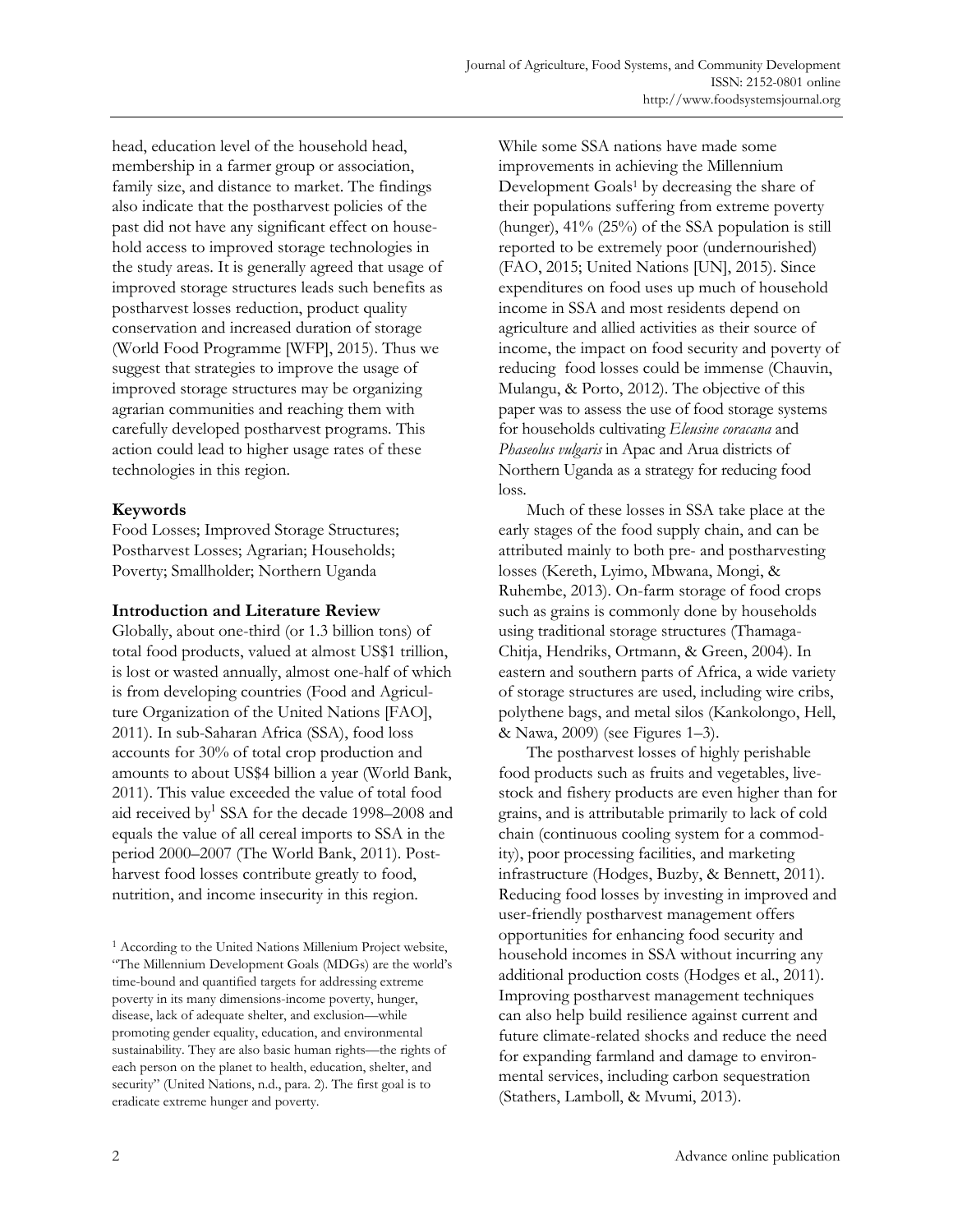head, education level of the household head, membership in a farmer group or association, family size, and distance to market. The findings also indicate that the postharvest policies of the past did not have any significant effect on household access to improved storage technologies in the study areas. It is generally agreed that usage of improved storage structures leads such benefits as postharvest losses reduction, product quality conservation and increased duration of storage (World Food Programme [WFP], 2015). Thus we suggest that strategies to improve the usage of improved storage structures may be organizing agrarian communities and reaching them with carefully developed postharvest programs. This action could lead to higher usage rates of these technologies in this region.

### Keywords

Food Losses; Improved Storage Structures; Postharvest Losses; Agrarian; Households; Poverty; Smallholder; Northern Uganda

## Introduction and Literature Review

Globally, about one-third (or 1.3 billion tons) of total food products, valued at almost US$1 trillion, is lost or wasted annually, almost one-half of which is from developing countries (Food and Agriculture Organization of the United Nations [FAO], 2011). In sub-Saharan Africa (SSA), food loss accounts for 30% of total crop production and amounts to about US$4 billion a year (World Bank, 2011). This value exceeded the value of total food aid received by[1] SSA for the decade 1998–2008 and equals the value of all cereal imports to SSA in the period 2000–2007 (The World Bank, 2011). Postharvest food losses contribute greatly to food, nutrition, and income insecurity in this region.

While some SSA nations have made some improvements in achieving the Millennium Development Goals[1] by decreasing the share of their populations suffering from extreme poverty (hunger), 41% (25%) of the SSA population is still reported to be extremely poor (undernourished) (FAO, 2015; United Nations [UN], 2015). Since expenditures on food uses up much of household income in SSA and most residents depend on agriculture and allied activities as their source of income, the impact on food security and poverty of reducing food losses could be immense (Chauvin, Mulangu, & Porto, 2012). The objective of this paper was to assess the use of food storage systems for households cultivating *Eleusine coracana* and *Phaseolus vulgaris* in Apac and Arua districts of Northern Uganda as a strategy for reducing food loss.

Much of these losses in SSA take place at the early stages of the food supply chain, and can be attributed mainly to both pre- and postharvesting losses (Kereth, Lyimo, Mbwana, Mongi, & Ruhembe, 2013). On-farm storage of food crops such as grains is commonly done by households using traditional storage structures (Thamaga-Chitja, Hendriks, Ortmann, & Green, 2004). In eastern and southern parts of Africa, a wide variety of storage structures are used, including wire cribs, polythene bags, and metal silos (Kankolongo, Hell, & Nawa, 2009) (see Figures 1–3).

The postharvest losses of highly perishable food products such as fruits and vegetables, livestock and fishery products are even higher than for grains, and is attributable primarily to lack of cold chain (continuous cooling system for a commodity), poor processing facilities, and marketing infrastructure (Hodges, Buzby, & Bennett, 2011). Reducing food losses by investing in improved and user-friendly postharvest management offers opportunities for enhancing food security and household incomes in SSA without incurring any additional production costs (Hodges et al., 2011). Improving postharvest management techniques can also help build resilience against current and future climate-related shocks and reduce the need for expanding farmland and damage to environmental services, including carbon sequestration (Stathers, Lamboll, & Mvumi, 2013).

[1] According to the United Nations Millenium Project website, "The Millennium Development Goals (MDGs) are the world's time-bound and quantified targets for addressing extreme poverty in its many dimensions-income poverty, hunger, disease, lack of adequate shelter, and exclusion—while promoting gender equality, education, and environmental sustainability. They are also basic human rights—the rights of each person on the planet to health, education, shelter, and security" (United Nations, n.d., para. 2). The first goal is to eradicate extreme hunger and poverty.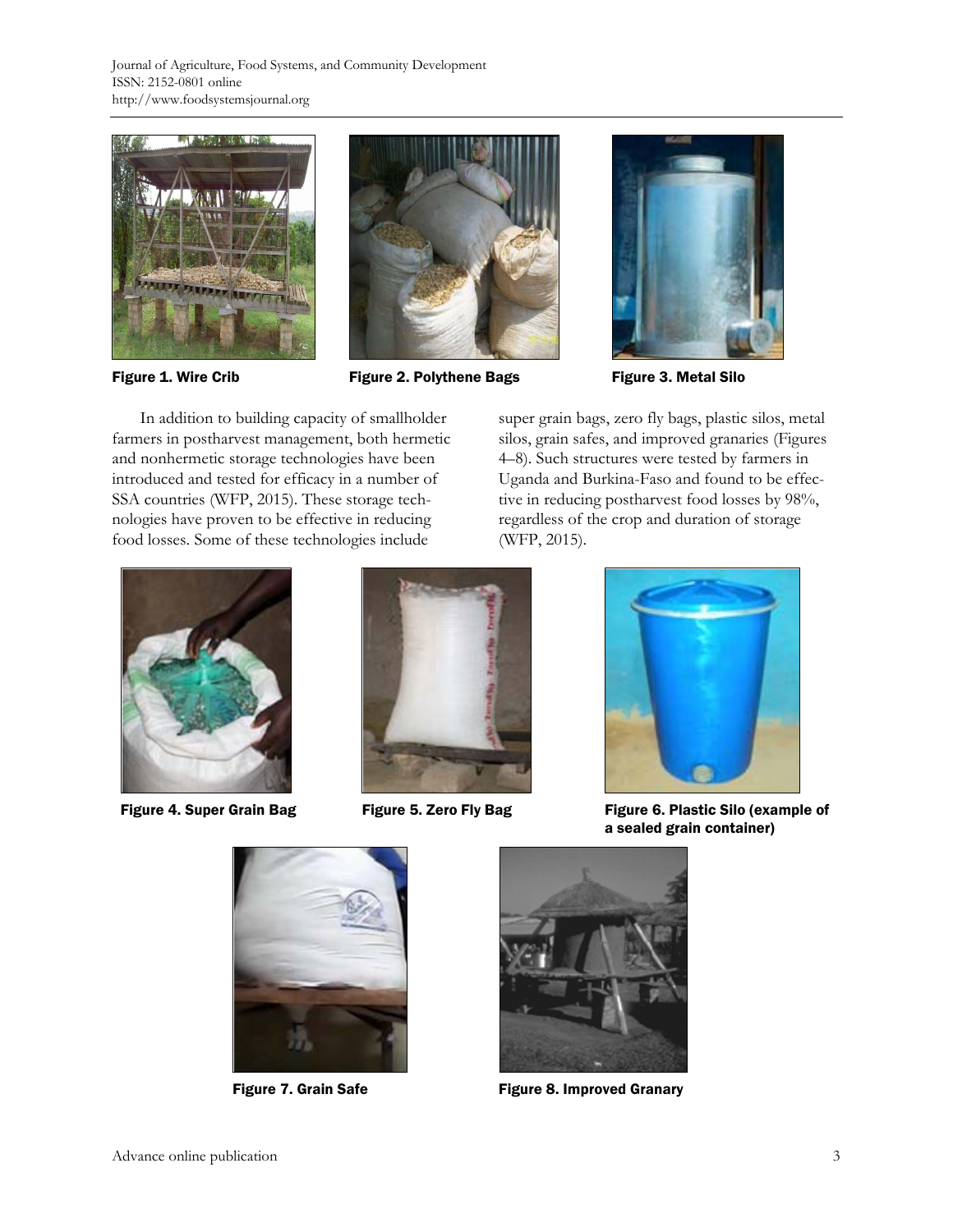Figure 1. Wire Crib

Figure 2. Polythene Bags

Figure 3. Metal Silo

In addition to building capacity of smallholder farmers in postharvest management, both hermetic and nonhermetic storage technologies have been introduced and tested for efficacy in a number of SSA countries (WFP, 2015). These storage technologies have proven to be effective in reducing food losses. Some of these technologies include super grain bags, zero fly bags, plastic silos, metal silos, grain safes, and improved granaries (Figures 4–8). Such structures were tested by farmers in Uganda and Burkina-Faso and found to be effective in reducing postharvest food losses by 98%, regardless of the crop and duration of storage (WFP, 2015).

Figure 4. Super Grain Bag

Figure 5. Zero Fly Bag

Figure 6. Plastic Silo (example of a sealed grain container)

Figure 7. Grain Safe

Figure 8. Improved Granary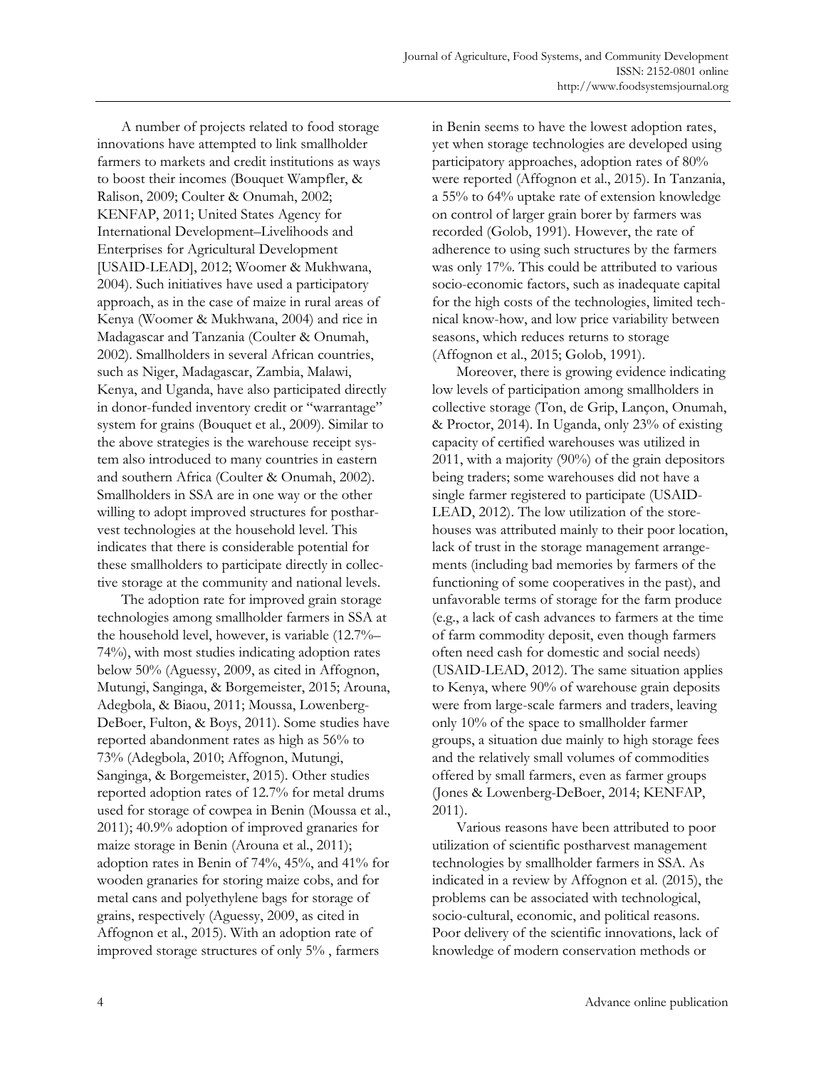A number of projects related to food storage innovations have attempted to link smallholder farmers to markets and credit institutions as ways to boost their incomes (Bouquet Wampfler, & Ralison, 2009; Coulter & Onumah, 2002; KENFAP, 2011; United States Agency for International Development–Livelihoods and Enterprises for Agricultural Development [USAID-LEAD], 2012; Woomer & Mukhwana, 2004). Such initiatives have used a participatory approach, as in the case of maize in rural areas of Kenya (Woomer & Mukhwana, 2004) and rice in Madagascar and Tanzania (Coulter & Onumah, 2002). Smallholders in several African countries, such as Niger, Madagascar, Zambia, Malawi, Kenya, and Uganda, have also participated directly in donor-funded inventory credit or "warrantage" system for grains (Bouquet et al., 2009). Similar to the above strategies is the warehouse receipt system also introduced to many countries in eastern and southern Africa (Coulter & Onumah, 2002). Smallholders in SSA are in one way or the other willing to adopt improved structures for postharvest technologies at the household level. This indicates that there is considerable potential for these smallholders to participate directly in collective storage at the community and national levels.

The adoption rate for improved grain storage technologies among smallholder farmers in SSA at the household level, however, is variable (12.7%–74%), with most studies indicating adoption rates below 50% (Aguessy, 2009, as cited in Affognon, Mutungi, Sanginga, & Borgemeister, 2015; Arouna, Adegbola, & Biaou, 2011; Moussa, Lowenberg-DeBoer, Fulton, & Boys, 2011). Some studies have reported abandonment rates as high as 56% to 73% (Adegbola, 2010; Affognon, Mutungi, Sanginga, & Borgemeister, 2015). Other studies reported adoption rates of 12.7% for metal drums used for storage of cowpea in Benin (Moussa et al., 2011); 40.9% adoption of improved granaries for maize storage in Benin (Arouna et al., 2011); adoption rates in Benin of 74%, 45%, and 41% for wooden granaries for storing maize cobs, and for metal cans and polyethylene bags for storage of grains, respectively (Aguessy, 2009, as cited in Affognon et al., 2015). With an adoption rate of improved storage structures of only 5% , farmers in Benin seems to have the lowest adoption rates, yet when storage technologies are developed using participatory approaches, adoption rates of 80% were reported (Affognon et al., 2015). In Tanzania, a 55% to 64% uptake rate of extension knowledge on control of larger grain borer by farmers was recorded (Golob, 1991). However, the rate of adherence to using such structures by the farmers was only 17%. This could be attributed to various socio-economic factors, such as inadequate capital for the high costs of the technologies, limited technical know-how, and low price variability between seasons, which reduces returns to storage (Affognon et al., 2015; Golob, 1991).

Moreover, there is growing evidence indicating low levels of participation among smallholders in collective storage (Ton, de Grip, Lançon, Onumah, & Proctor, 2014). In Uganda, only 23% of existing capacity of certified warehouses was utilized in 2011, with a majority (90%) of the grain depositors being traders; some warehouses did not have a single farmer registered to participate (USAID-LEAD, 2012). The low utilization of the storehouses was attributed mainly to their poor location, lack of trust in the storage management arrangements (including bad memories by farmers of the functioning of some cooperatives in the past), and unfavorable terms of storage for the farm produce (e.g., a lack of cash advances to farmers at the time of farm commodity deposit, even though farmers often need cash for domestic and social needs) (USAID-LEAD, 2012). The same situation applies to Kenya, where 90% of warehouse grain deposits were from large-scale farmers and traders, leaving only 10% of the space to smallholder farmer groups, a situation due mainly to high storage fees and the relatively small volumes of commodities offered by small farmers, even as farmer groups (Jones & Lowenberg-DeBoer, 2014; KENFAP, 2011).

Various reasons have been attributed to poor utilization of scientific postharvest management technologies by smallholder farmers in SSA. As indicated in a review by Affognon et al. (2015), the problems can be associated with technological, socio-cultural, economic, and political reasons. Poor delivery of the scientific innovations, lack of knowledge of modern conservation methods or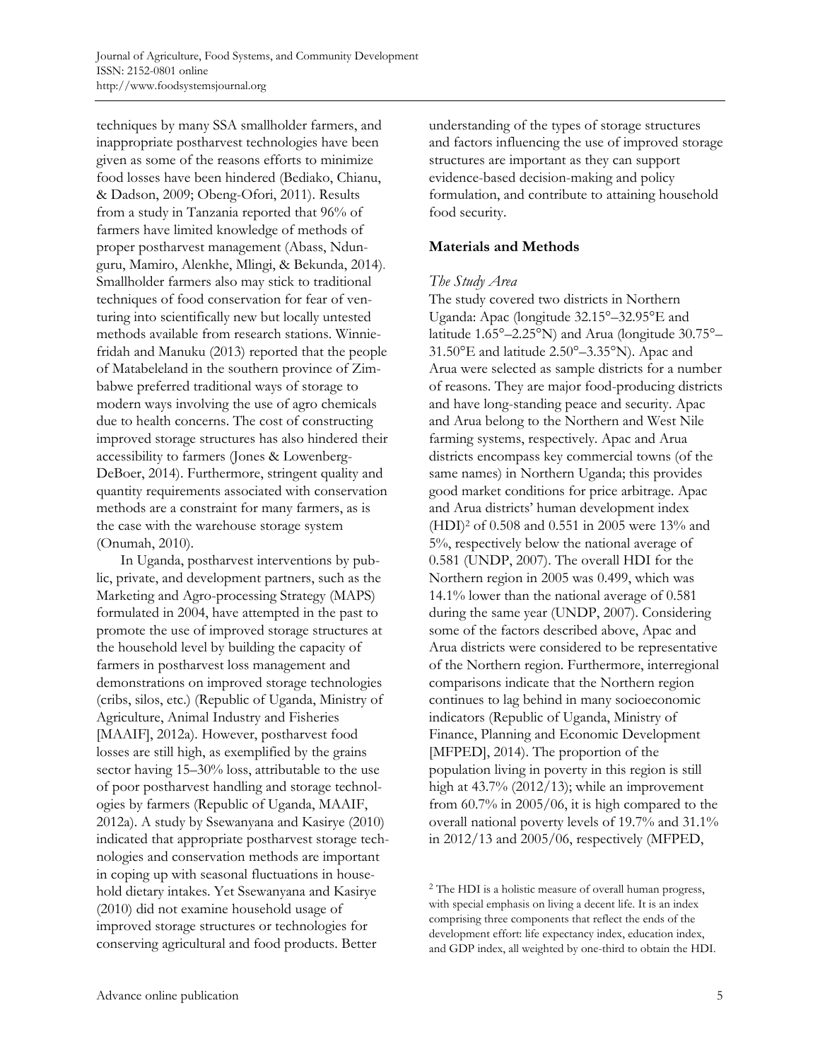techniques by many SSA smallholder farmers, and inappropriate postharvest technologies have been given as some of the reasons efforts to minimize food losses have been hindered (Bediako, Chianu, & Dadson, 2009; Obeng-Ofori, 2011). Results from a study in Tanzania reported that 96% of farmers have limited knowledge of methods of proper postharvest management (Abass, Ndunguru, Mamiro, Alenkhe, Mlingi, & Bekunda, 2014). Smallholder farmers also may stick to traditional techniques of food conservation for fear of venturing into scientifically new but locally untested methods available from research stations. Winniefridah and Manuku (2013) reported that the people of Matabeleland in the southern province of Zimbabwe preferred traditional ways of storage to modern ways involving the use of agro chemicals due to health concerns. The cost of constructing improved storage structures has also hindered their accessibility to farmers (Jones & Lowenberg-DeBoer, 2014). Furthermore, stringent quality and quantity requirements associated with conservation methods are a constraint for many farmers, as is the case with the warehouse storage system (Onumah, 2010).

In Uganda, postharvest interventions by public, private, and development partners, such as the Marketing and Agro-processing Strategy (MAPS) formulated in 2004, have attempted in the past to promote the use of improved storage structures at the household level by building the capacity of farmers in postharvest loss management and demonstrations on improved storage technologies (cribs, silos, etc.) (Republic of Uganda, Ministry of Agriculture, Animal Industry and Fisheries [MAAIF], 2012a). However, postharvest food losses are still high, as exemplified by the grains sector having 15–30% loss, attributable to the use of poor postharvest handling and storage technologies by farmers (Republic of Uganda, MAAIF, 2012a). A study by Ssewanyana and Kasirye (2010) indicated that appropriate postharvest storage technologies and conservation methods are important in coping up with seasonal fluctuations in household dietary intakes. Yet Ssewanyana and Kasirye (2010) did not examine household usage of improved storage structures or technologies for conserving agricultural and food products. Better understanding of the types of storage structures and factors influencing the use of improved storage structures are important as they can support evidence-based decision-making and policy formulation, and contribute to attaining household food security.

## Materials and Methods

### *The Study Area*

The study covered two districts in Northern Uganda: Apac (longitude 32.15°–32.95°E and latitude 1.65°–2.25°N) and Arua (longitude 30.75°–31.50°E and latitude 2.50°–3.35°N). Apac and Arua were selected as sample districts for a number of reasons. They are major food-producing districts and have long-standing peace and security. Apac and Arua belong to the Northern and West Nile farming systems, respectively. Apac and Arua districts encompass key commercial towns (of the same names) in Northern Uganda; this provides good market conditions for price arbitrage. Apac and Arua districts' human development index (HDI)[2] of 0.508 and 0.551 in 2005 were 13% and 5%, respectively below the national average of 0.581 (UNDP, 2007). The overall HDI for the Northern region in 2005 was 0.499, which was 14.1% lower than the national average of 0.581 during the same year (UNDP, 2007). Considering some of the factors described above, Apac and Arua districts were considered to be representative of the Northern region. Furthermore, interregional comparisons indicate that the Northern region continues to lag behind in many socioeconomic indicators (Republic of Uganda, Ministry of Finance, Planning and Economic Development [MFPED], 2014). The proportion of the population living in poverty in this region is still high at 43.7% (2012/13); while an improvement from 60.7% in 2005/06, it is high compared to the overall national poverty levels of 19.7% and 31.1% in 2012/13 and 2005/06, respectively (MFPED,

[2] The HDI is a holistic measure of overall human progress, with special emphasis on living a decent life. It is an index comprising three components that reflect the ends of the development effort: life expectancy index, education index, and GDP index, all weighted by one-third to obtain the HDI.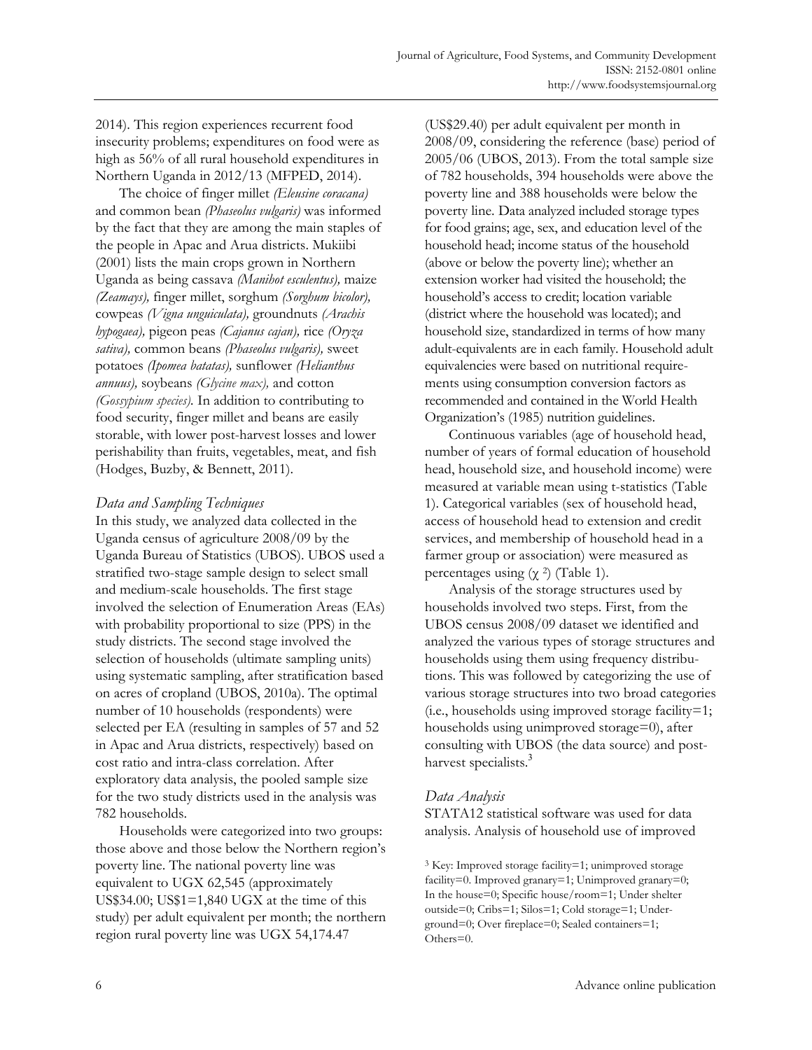2014). This region experiences recurrent food insecurity problems; expenditures on food were as high as 56% of all rural household expenditures in Northern Uganda in 2012/13 (MFPED, 2014).

The choice of finger millet *(Eleusine coracana)* and common bean *(Phaseolus vulgaris)* was informed by the fact that they are among the main staples of the people in Apac and Arua districts. Mukiibi (2001) lists the main crops grown in Northern Uganda as being cassava *(Manihot esculentus),* maize *(Zeamays),* finger millet, sorghum *(Sorghum bicolor),* cowpeas *(Vigna unguiculata),* groundnuts *(Arachis hypogaea),* pigeon peas *(Cajanus cajan),* rice *(Oryza sativa),* common beans *(Phaseolus vulgaris),* sweet potatoes *(Ipomea batatas),* sunflower *(Helianthus annuus),* soybeans *(Glycine max),* and cotton *(Gossypium species).* In addition to contributing to food security, finger millet and beans are easily storable, with lower post-harvest losses and lower perishability than fruits, vegetables, meat, and fish (Hodges, Buzby, & Bennett, 2011).

### *Data and Sampling Techniques*

In this study, we analyzed data collected in the Uganda census of agriculture 2008/09 by the Uganda Bureau of Statistics (UBOS). UBOS used a stratified two-stage sample design to select small and medium-scale households. The first stage involved the selection of Enumeration Areas (EAs) with probability proportional to size (PPS) in the study districts. The second stage involved the selection of households (ultimate sampling units) using systematic sampling, after stratification based on acres of cropland (UBOS, 2010a). The optimal number of 10 households (respondents) were selected per EA (resulting in samples of 57 and 52 in Apac and Arua districts, respectively) based on cost ratio and intra-class correlation. After exploratory data analysis, the pooled sample size for the two study districts used in the analysis was 782 households.

Households were categorized into two groups: those above and those below the Northern region's poverty line. The national poverty line was equivalent to UGX 62,545 (approximately US$34.00; US$1=1,840 UGX at the time of this study) per adult equivalent per month; the northern region rural poverty line was UGX 54,174.47 (US$29.40) per adult equivalent per month in 2008/09, considering the reference (base) period of 2005/06 (UBOS, 2013). From the total sample size of 782 households, 394 households were above the poverty line and 388 households were below the poverty line. Data analyzed included storage types for food grains; age, sex, and education level of the household head; income status of the household (above or below the poverty line); whether an extension worker had visited the household; the household's access to credit; location variable (district where the household was located); and household size, standardized in terms of how many adult-equivalents are in each family. Household adult equivalencies were based on nutritional requirements using consumption conversion factors as recommended and contained in the World Health Organization's (1985) nutrition guidelines.

Continuous variables (age of household head, number of years of formal education of household head, household size, and household income) were measured at variable mean using t-statistics (Table 1). Categorical variables (sex of household head, access of household head to extension and credit services, and membership of household head in a farmer group or association) were measured as percentages using ($\chi^2$) (Table 1).

Analysis of the storage structures used by households involved two steps. First, from the UBOS census 2008/09 dataset we identified and analyzed the various types of storage structures and households using them using frequency distributions. This was followed by categorizing the use of various storage structures into two broad categories (i.e., households using improved storage facility=1; households using unimproved storage=0), after consulting with UBOS (the data source) and post-harvest specialists.[3]

### *Data Analysis*

STATA12 statistical software was used for data analysis. Analysis of household use of improved

[3] Key: Improved storage facility=1; unimproved storage facility=0. Improved granary=1; Unimproved granary=0; In the house=0; Specific house/room=1; Under shelter outside=0; Cribs=1; Silos=1; Cold storage=1; Underground=0; Over fireplace=0; Sealed containers=1; Others=0.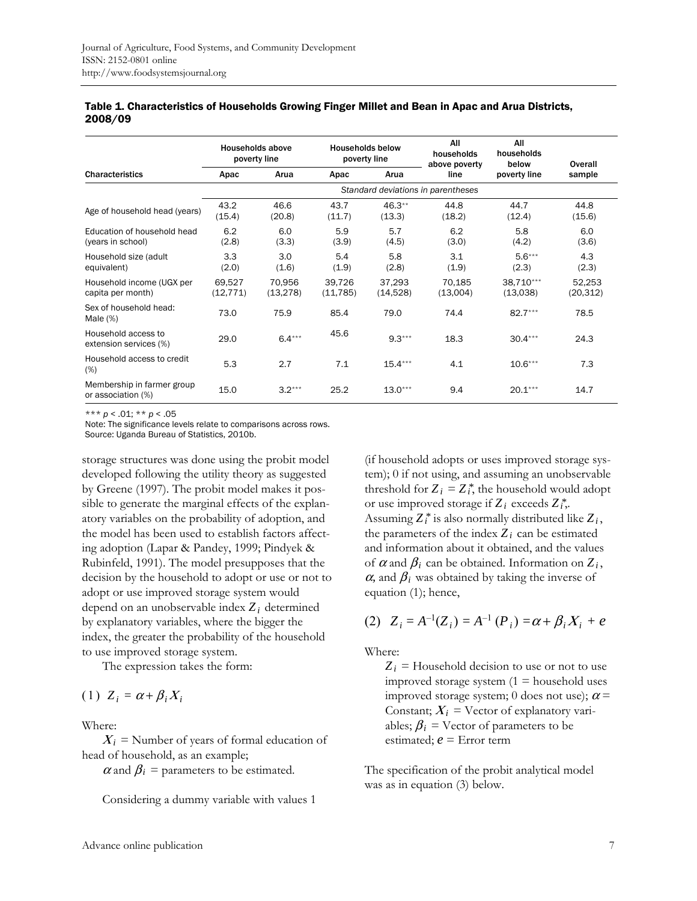**Table 1. Characteristics of Households Growing Finger Millet and Bean in Apac and Arua Districts, 2008/09**

| Characteristics | Households above poverty line | | Households below poverty line | | All households above poverty line | All households below poverty line | Overall sample |
|---|---|---|---|---|---|---|---|
| | Apac | Arua | Apac | Arua | | | |
| | *Standard deviations in parentheses* | | | | | | |
| Age of household head (years) | 43.2 (15.4) | 46.6 (20.8) | 43.7 (11.7) | 46.3** (13.3) | 44.8 (18.2) | 44.7 (12.4) | 44.8 (15.6) |
| Education of household head (years in school) | 6.2 (2.8) | 6.0 (3.3) | 5.9 (3.9) | 5.7 (4.5) | 6.2 (3.0) | 5.8 (4.2) | 6.0 (3.6) |
| Household size (adult equivalent) | 3.3 (2.0) | 3.0 (1.6) | 5.4 (1.9) | 5.8 (2.8) | 3.1 (1.9) | 5.6*** (2.3) | 4.3 (2.3) |
| Household income (UGX per capita per month) | 69,527 (12,771) | 70,956 (13,278) | 39,726 (11,785) | 37,293 (14,528) | 70,185 (13,004) | 38,710*** (13,038) | 52,253 (20,312) |
| Sex of household head: Male (%) | 73.0 | 75.9 | 85.4 | 79.0 | 74.4 | 82.7*** | 78.5 |
| Household access to extension services (%) | 29.0 | 6.4*** | 45.6 | 9.3*** | 18.3 | 30.4*** | 24.3 |
| Household access to credit (%) | 5.3 | 2.7 | 7.1 | 15.4*** | 4.1 | 10.6*** | 7.3 |
| Membership in farmer group or association (%) | 15.0 | 3.2*** | 25.2 | 13.0*** | 9.4 | 20.1*** | 14.7 |

*** $p < .01$; ** $p < .05$

Note: The significance levels relate to comparisons across rows.

Source: Uganda Bureau of Statistics, 2010b.

storage structures was done using the probit model developed following the utility theory as suggested by Greene (1997). The probit model makes it possible to generate the marginal effects of the explanatory variables on the probability of adoption, and the model has been used to establish factors affecting adoption (Lapar & Pandey, 1999; Pindyek & Rubinfeld, 1991). The model presupposes that the decision by the household to adopt or use or not to adopt or use improved storage system would depend on an unobservable index $Z_i$ determined by explanatory variables, where the bigger the index, the greater the probability of the household to use improved storage system.

The expression takes the form:

$$(1) \quad Z_i = \alpha + \beta_i X_i$$

Where:

$X_i$ = Number of years of formal education of head of household, as an example;

$\alpha$ and $\beta_i$ = parameters to be estimated.

Considering a dummy variable with values 1 (if household adopts or uses improved storage system); 0 if not using, and assuming an unobservable threshold for $Z_i = Z_i^*$, the household would adopt or use improved storage if $Z_i$ exceeds $Z_i^*$. Assuming $Z_i^*$ is also normally distributed like $Z_i$, the parameters of the index $Z_i$ can be estimated and information about it obtained, and the values of $\alpha$ and $\beta_i$ can be obtained. Information on $Z_i$, $\alpha$, and $\beta_i$ was obtained by taking the inverse of equation (1); hence,

$$(2) \quad Z_i = A^{-1}(Z_i) = A^{-1}(P_i) = \alpha + \beta_i X_i + e$$

Where:

$Z_i$ = Household decision to use or not to use improved storage system (1 = household uses improved storage system; 0 does not use); $\alpha$ = Constant; $X_i$ = Vector of explanatory variables; $\beta_i$ = Vector of parameters to be estimated; $e$ = Error term

The specification of the probit analytical model was as in equation (3) below.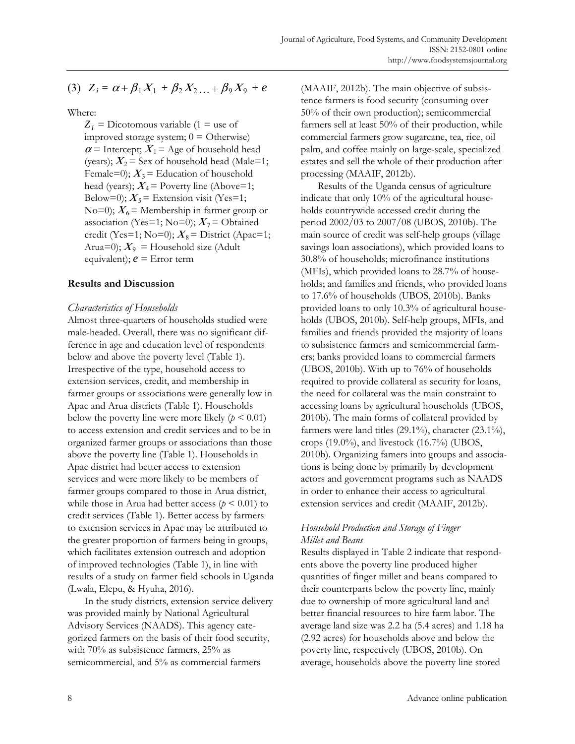$$(3)\quad Z_i = \alpha + \beta_1 X_1 + \beta_2 X_2 \ldots + \beta_9 X_9 + e$$

Where:

$Z_i$ = Dicotomous variable (1 = use of improved storage system; 0 = Otherwise)
$\alpha$ = Intercept; $X_1$ = Age of household head (years); $X_2$ = Sex of household head (Male=1; Female=0); $X_3$ = Education of household head (years); $X_4$ = Poverty line (Above=1; Below=0); $X_5$ = Extension visit (Yes=1; No=0); $X_6$ = Membership in farmer group or association (Yes=1; No=0); $X_7$ = Obtained credit (Yes=1; No=0); $X_8$ = District (Apac=1; Arua=0); $X_9$ = Household size (Adult equivalent); $e$ = Error term

## Results and Discussion

### *Characteristics of Households*

Almost three-quarters of households studied were male-headed. Overall, there was no significant difference in age and education level of respondents below and above the poverty level (Table 1). Irrespective of the type, household access to extension services, credit, and membership in farmer groups or associations were generally low in Apac and Arua districts (Table 1). Households below the poverty line were more likely ($p < 0.01$) to access extension and credit services and to be in organized farmer groups or associations than those above the poverty line (Table 1). Households in Apac district had better access to extension services and were more likely to be members of farmer groups compared to those in Arua district, while those in Arua had better access ($p < 0.01$) to credit services (Table 1). Better access by farmers to extension services in Apac may be attributed to the greater proportion of farmers being in groups, which facilitates extension outreach and adoption of improved technologies (Table 1), in line with results of a study on farmer field schools in Uganda (Lwala, Elepu, & Hyuha, 2016).

In the study districts, extension service delivery was provided mainly by National Agricultural Advisory Services (NAADS). This agency categorized farmers on the basis of their food security, with 70% as subsistence farmers, 25% as semicommercial, and 5% as commercial farmers (MAAIF, 2012b). The main objective of subsistence farmers is food security (consuming over 50% of their own production); semicommercial farmers sell at least 50% of their production, while commercial farmers grow sugarcane, tea, rice, oil palm, and coffee mainly on large-scale, specialized estates and sell the whole of their production after processing (MAAIF, 2012b).

Results of the Uganda census of agriculture indicate that only 10% of the agricultural households countrywide accessed credit during the period 2002/03 to 2007/08 (UBOS, 2010b). The main source of credit was self-help groups (village savings loan associations), which provided loans to 30.8% of households; microfinance institutions (MFIs), which provided loans to 28.7% of households; and families and friends, who provided loans to 17.6% of households (UBOS, 2010b). Banks provided loans to only 10.3% of agricultural households (UBOS, 2010b). Self-help groups, MFIs, and families and friends provided the majority of loans to subsistence farmers and semicommercial farmers; banks provided loans to commercial farmers (UBOS, 2010b). With up to 76% of households required to provide collateral as security for loans, the need for collateral was the main constraint to accessing loans by agricultural households (UBOS, 2010b). The main forms of collateral provided by farmers were land titles (29.1%), character (23.1%), crops (19.0%), and livestock (16.7%) (UBOS, 2010b). Organizing famers into groups and associations is being done by primarily by development actors and government programs such as NAADS in order to enhance their access to agricultural extension services and credit (MAAIF, 2012b).

### *Household Production and Storage of Finger Millet and Beans*

Results displayed in Table 2 indicate that respondents above the poverty line produced higher quantities of finger millet and beans compared to their counterparts below the poverty line, mainly due to ownership of more agricultural land and better financial resources to hire farm labor. The average land size was 2.2 ha (5.4 acres) and 1.18 ha (2.92 acres) for households above and below the poverty line, respectively (UBOS, 2010b). On average, households above the poverty line stored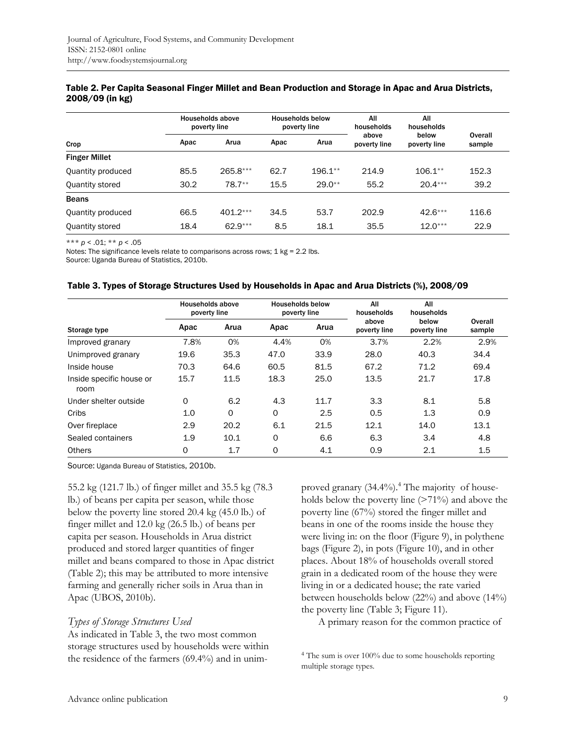**Table 2. Per Capita Seasonal Finger Millet and Bean Production and Storage in Apac and Arua Districts, 2008/09 (in kg)**

| Crop | Households above poverty line | | Households below poverty line | | All households above poverty line | All households below poverty line | Overall sample |
|---|---|---|---|---|---|---|---|
| | Apac | Arua | Apac | Arua | | | |
| **Finger Millet** | | | | | | | |
| Quantity produced | 85.5 | 265.8*** | 62.7 | 196.1** | 214.9 | 106.1** | 152.3 |
| Quantity stored | 30.2 | 78.7** | 15.5 | 29.0** | 55.2 | 20.4*** | 39.2 |
| **Beans** | | | | | | | |
| Quantity produced | 66.5 | 401.2*** | 34.5 | 53.7 | 202.9 | 42.6*** | 116.6 |
| Quantity stored | 18.4 | 62.9*** | 8.5 | 18.1 | 35.5 | 12.0*** | 22.9 |

*** $p < .01$; ** $p < .05$

Notes: The significance levels relate to comparisons across rows; 1 kg = 2.2 lbs.

Source: Uganda Bureau of Statistics, 2010b.

**Table 3. Types of Storage Structures Used by Households in Apac and Arua Districts (%), 2008/09**

| Storage type | Households above poverty line | | Households below poverty line | | All households above poverty line | All households below poverty line | Overall sample |
|---|---|---|---|---|---|---|---|
| | Apac | Arua | Apac | Arua | | | |
| Improved granary | 7.8% | 0% | 4.4% | 0% | 3.7% | 2.2% | 2.9% |
| Unimproved granary | 19.6 | 35.3 | 47.0 | 33.9 | 28.0 | 40.3 | 34.4 |
| Inside house | 70.3 | 64.6 | 60.5 | 81.5 | 67.2 | 71.2 | 69.4 |
| Inside specific house or room | 15.7 | 11.5 | 18.3 | 25.0 | 13.5 | 21.7 | 17.8 |
| Under shelter outside | 0 | 6.2 | 4.3 | 11.7 | 3.3 | 8.1 | 5.8 |
| Cribs | 1.0 | 0 | 0 | 2.5 | 0.5 | 1.3 | 0.9 |
| Over fireplace | 2.9 | 20.2 | 6.1 | 21.5 | 12.1 | 14.0 | 13.1 |
| Sealed containers | 1.9 | 10.1 | 0 | 6.6 | 6.3 | 3.4 | 4.8 |
| Others | 0 | 1.7 | 0 | 4.1 | 0.9 | 2.1 | 1.5 |

Source: Uganda Bureau of Statistics, 2010b.

55.2 kg (121.7 lb.) of finger millet and 35.5 kg (78.3 lb.) of beans per capita per season, while those below the poverty line stored 20.4 kg (45.0 lb.) of finger millet and 12.0 kg (26.5 lb.) of beans per capita per season. Households in Arua district produced and stored larger quantities of finger millet and beans compared to those in Apac district (Table 2); this may be attributed to more intensive farming and generally richer soils in Arua than in Apac (UBOS, 2010b).

*Types of Storage Structures Used*

As indicated in Table 3, the two most common storage structures used by households were within the residence of the farmers (69.4%) and in unimproved granary (34.4%).[4] The majority of households below the poverty line (>71%) and above the poverty line (67%) stored the finger millet and beans in one of the rooms inside the house they were living in: on the floor (Figure 9), in polythene bags (Figure 2), in pots (Figure 10), and in other places. About 18% of households overall stored grain in a dedicated room of the house they were living in or a dedicated house; the rate varied between households below (22%) and above (14%) the poverty line (Table 3; Figure 11).

A primary reason for the common practice of

[4] The sum is over 100% due to some households reporting multiple storage types.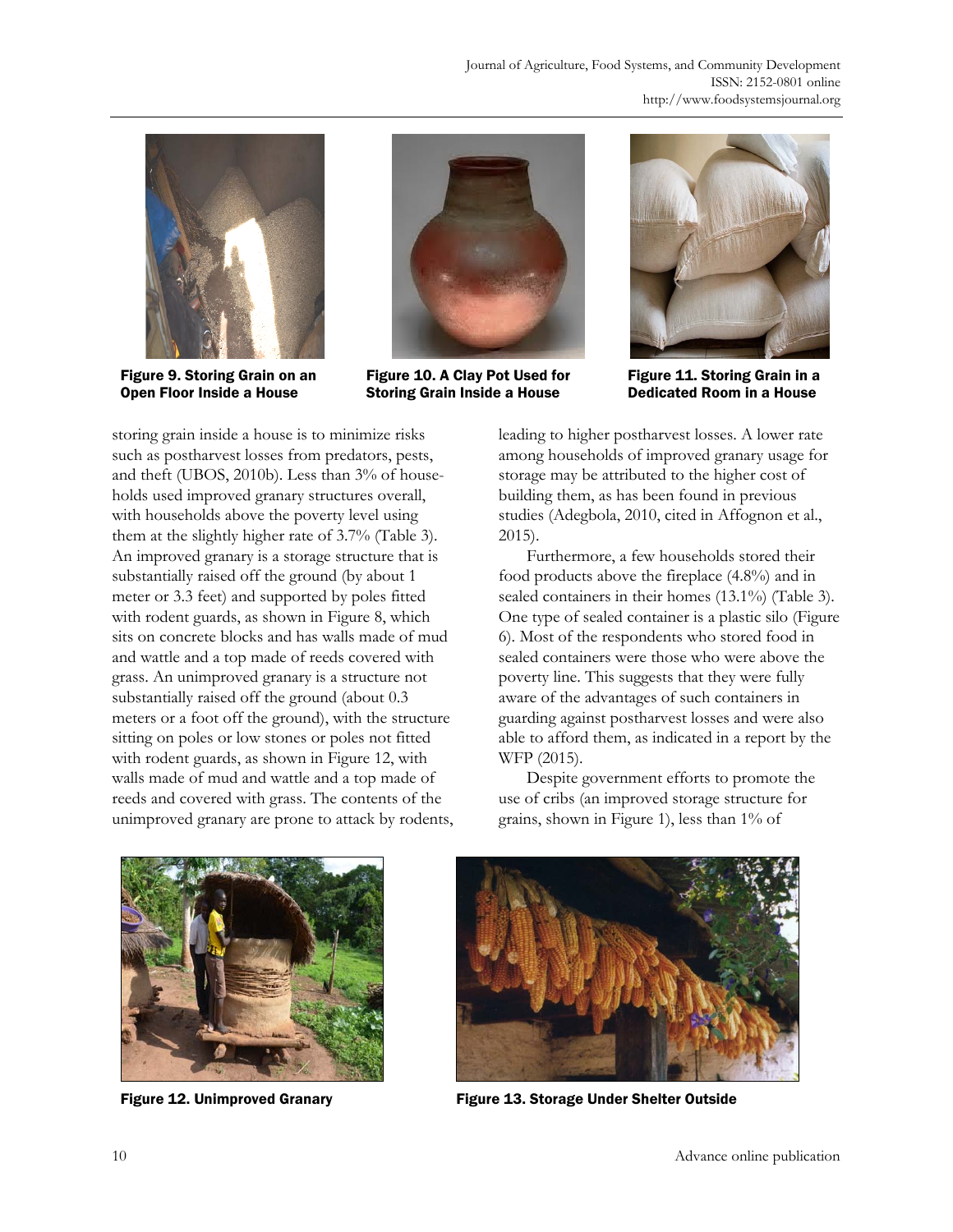Figure 9. Storing Grain on an Open Floor Inside a House

Figure 10. A Clay Pot Used for Storing Grain Inside a House

Figure 11. Storing Grain in a Dedicated Room in a House

storing grain inside a house is to minimize risks such as postharvest losses from predators, pests, and theft (UBOS, 2010b). Less than 3% of households used improved granary structures overall, with households above the poverty level using them at the slightly higher rate of 3.7% (Table 3). An improved granary is a storage structure that is substantially raised off the ground (by about 1 meter or 3.3 feet) and supported by poles fitted with rodent guards, as shown in Figure 8, which sits on concrete blocks and has walls made of mud and wattle and a top made of reeds covered with grass. An unimproved granary is a structure not substantially raised off the ground (about 0.3 meters or a foot off the ground), with the structure sitting on poles or low stones or poles not fitted with rodent guards, as shown in Figure 12, with walls made of mud and wattle and a top made of reeds and covered with grass. The contents of the unimproved granary are prone to attack by rodents, leading to higher postharvest losses. A lower rate among households of improved granary usage for storage may be attributed to the higher cost of building them, as has been found in previous studies (Adegbola, 2010, cited in Affognon et al., 2015).

Furthermore, a few households stored their food products above the fireplace (4.8%) and in sealed containers in their homes (13.1%) (Table 3). One type of sealed container is a plastic silo (Figure 6). Most of the respondents who stored food in sealed containers were those who were above the poverty line. This suggests that they were fully aware of the advantages of such containers in guarding against postharvest losses and were also able to afford them, as indicated in a report by the WFP (2015).

Despite government efforts to promote the use of cribs (an improved storage structure for grains, shown in Figure 1), less than 1% of

Figure 12. Unimproved Granary

Figure 13. Storage Under Shelter Outside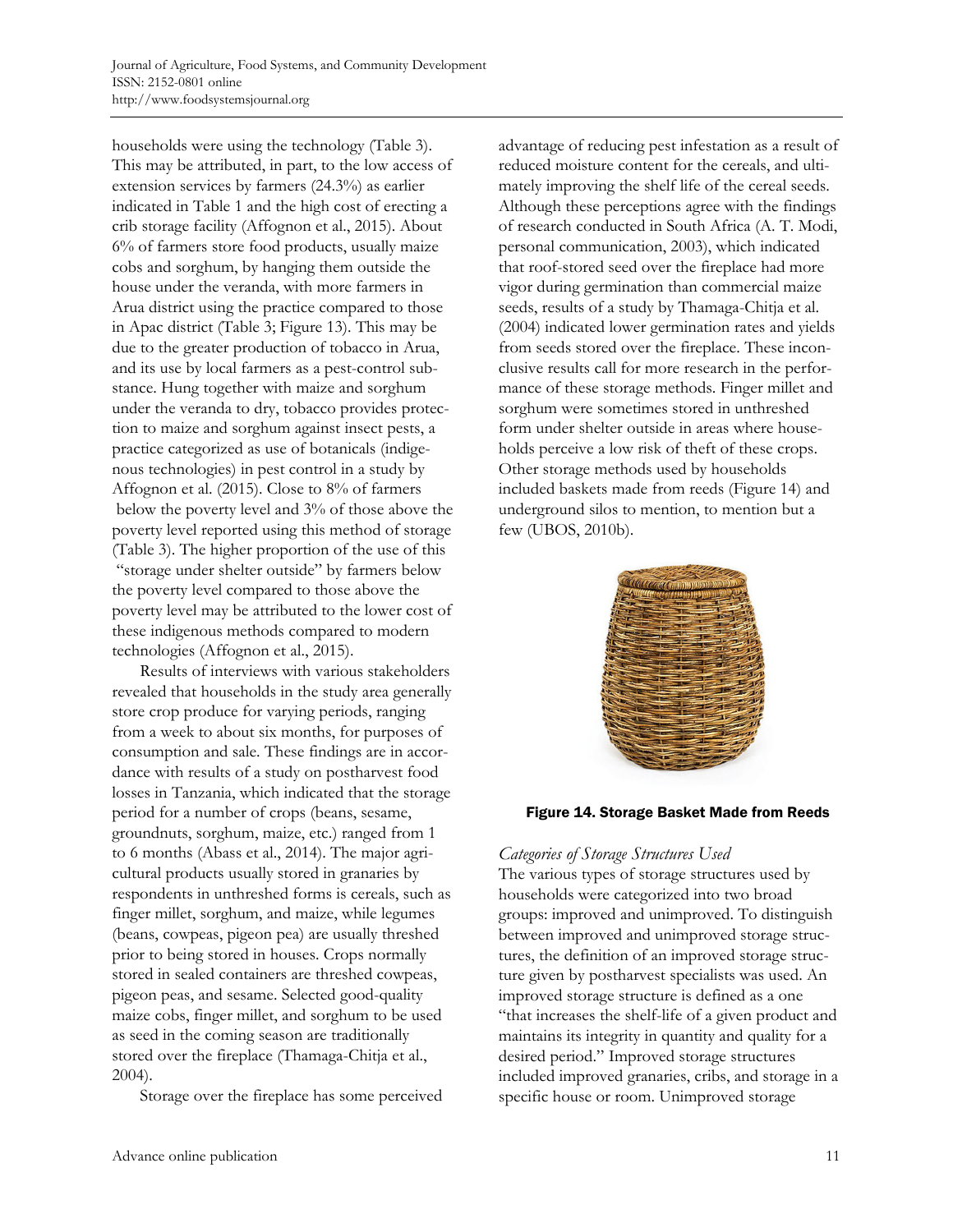households were using the technology (Table 3). This may be attributed, in part, to the low access of extension services by farmers (24.3%) as earlier indicated in Table 1 and the high cost of erecting a crib storage facility (Affognon et al., 2015). About 6% of farmers store food products, usually maize cobs and sorghum, by hanging them outside the house under the veranda, with more farmers in Arua district using the practice compared to those in Apac district (Table 3; Figure 13). This may be due to the greater production of tobacco in Arua, and its use by local farmers as a pest-control substance. Hung together with maize and sorghum under the veranda to dry, tobacco provides protection to maize and sorghum against insect pests, a practice categorized as use of botanicals (indigenous technologies) in pest control in a study by Affognon et al. (2015). Close to 8% of farmers below the poverty level and 3% of those above the poverty level reported using this method of storage (Table 3). The higher proportion of the use of this "storage under shelter outside" by farmers below the poverty level compared to those above the poverty level may be attributed to the lower cost of these indigenous methods compared to modern technologies (Affognon et al., 2015).

Results of interviews with various stakeholders revealed that households in the study area generally store crop produce for varying periods, ranging from a week to about six months, for purposes of consumption and sale. These findings are in accordance with results of a study on postharvest food losses in Tanzania, which indicated that the storage period for a number of crops (beans, sesame, groundnuts, sorghum, maize, etc.) ranged from 1 to 6 months (Abass et al., 2014). The major agricultural products usually stored in granaries by respondents in unthreshed forms is cereals, such as finger millet, sorghum, and maize, while legumes (beans, cowpeas, pigeon pea) are usually threshed prior to being stored in houses. Crops normally stored in sealed containers are threshed cowpeas, pigeon peas, and sesame. Selected good-quality maize cobs, finger millet, and sorghum to be used as seed in the coming season are traditionally stored over the fireplace (Thamaga-Chitja et al., 2004).

Storage over the fireplace has some perceived advantage of reducing pest infestation as a result of reduced moisture content for the cereals, and ultimately improving the shelf life of the cereal seeds. Although these perceptions agree with the findings of research conducted in South Africa (A. T. Modi, personal communication, 2003), which indicated that roof-stored seed over the fireplace had more vigor during germination than commercial maize seeds, results of a study by Thamaga-Chitja et al. (2004) indicated lower germination rates and yields from seeds stored over the fireplace. These inconclusive results call for more research in the performance of these storage methods. Finger millet and sorghum were sometimes stored in unthreshed form under shelter outside in areas where households perceive a low risk of theft of these crops. Other storage methods used by households included baskets made from reeds (Figure 14) and underground silos to mention, to mention but a few (UBOS, 2010b).

**Figure 14. Storage Basket Made from Reeds**

### *Categories of Storage Structures Used*

The various types of storage structures used by households were categorized into two broad groups: improved and unimproved. To distinguish between improved and unimproved storage structures, the definition of an improved storage structure given by postharvest specialists was used. An improved storage structure is defined as a one "that increases the shelf-life of a given product and maintains its integrity in quantity and quality for a desired period." Improved storage structures included improved granaries, cribs, and storage in a specific house or room. Unimproved storage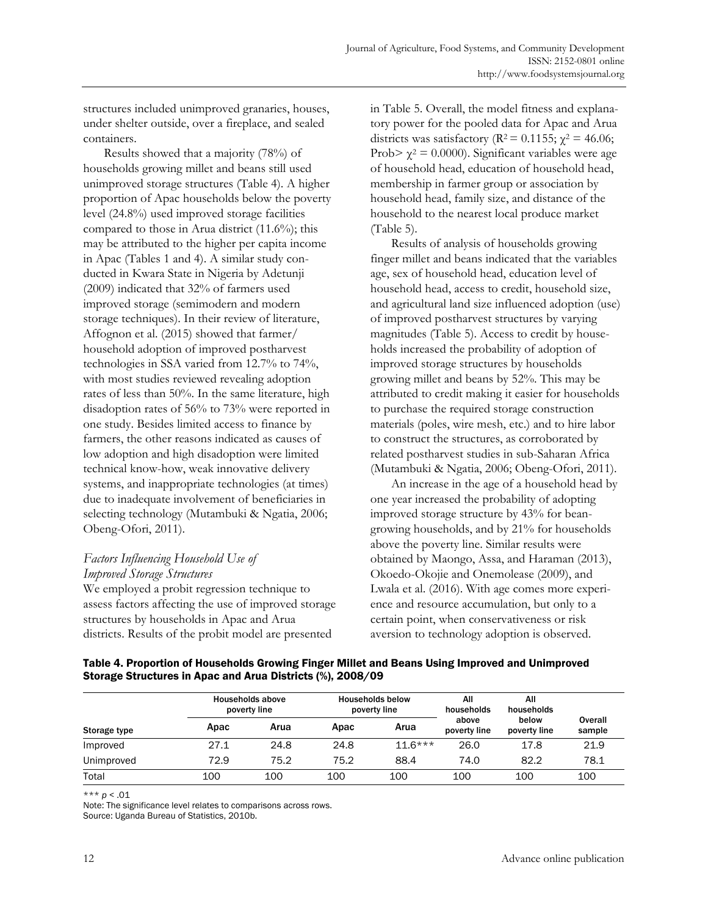structures included unimproved granaries, houses, under shelter outside, over a fireplace, and sealed containers.

Results showed that a majority (78%) of households growing millet and beans still used unimproved storage structures (Table 4). A higher proportion of Apac households below the poverty level (24.8%) used improved storage facilities compared to those in Arua district (11.6%); this may be attributed to the higher per capita income in Apac (Tables 1 and 4). A similar study conducted in Kwara State in Nigeria by Adetunji (2009) indicated that 32% of farmers used improved storage (semimodern and modern storage techniques). In their review of literature, Affognon et al. (2015) showed that farmer/household adoption of improved postharvest technologies in SSA varied from 12.7% to 74%, with most studies reviewed revealing adoption rates of less than 50%. In the same literature, high disadoption rates of 56% to 73% were reported in one study. Besides limited access to finance by farmers, the other reasons indicated as causes of low adoption and high disadoption were limited technical know-how, weak innovative delivery systems, and inappropriate technologies (at times) due to inadequate involvement of beneficiaries in selecting technology (Mutambuki & Ngatia, 2006; Obeng-Ofori, 2011).

### *Factors Influencing Household Use of Improved Storage Structures*

We employed a probit regression technique to assess factors affecting the use of improved storage structures by households in Apac and Arua districts. Results of the probit model are presented in Table 5. Overall, the model fitness and explanatory power for the pooled data for Apac and Arua districts was satisfactory ($R^2 = 0.1155$; $\chi^2 = 46.06$; Prob> $\chi^2 = 0.0000$). Significant variables were age of household head, education of household head, membership in farmer group or association by household head, family size, and distance of the household to the nearest local produce market (Table 5).

Results of analysis of households growing finger millet and beans indicated that the variables age, sex of household head, education level of household head, access to credit, household size, and agricultural land size influenced adoption (use) of improved postharvest structures by varying magnitudes (Table 5). Access to credit by households increased the probability of adoption of improved storage structures by households growing millet and beans by 52%. This may be attributed to credit making it easier for households to purchase the required storage construction materials (poles, wire mesh, etc.) and to hire labor to construct the structures, as corroborated by related postharvest studies in sub-Saharan Africa (Mutambuki & Ngatia, 2006; Obeng-Ofori, 2011).

An increase in the age of a household head by one year increased the probability of adopting improved storage structure by 43% for bean-growing households, and by 21% for households above the poverty line. Similar results were obtained by Maongo, Assa, and Haraman (2013), Okoedo-Okojie and Onemolease (2009), and Lwala et al. (2016). With age comes more experience and resource accumulation, but only to a certain point, when conservativeness or risk aversion to technology adoption is observed.

**Table 4. Proportion of Households Growing Finger Millet and Beans Using Improved and Unimproved Storage Structures in Apac and Arua Districts (%), 2008/09**

| Storage type | Households above poverty line | | Households below poverty line | | All households above poverty line | All households below poverty line | Overall sample |
|---|---|---|---|---|---|---|---|
| | Apac | Arua | Apac | Arua | | | |
| Improved | 27.1 | 24.8 | 24.8 | 11.6*** | 26.0 | 17.8 | 21.9 |
| Unimproved | 72.9 | 75.2 | 75.2 | 88.4 | 74.0 | 82.2 | 78.1 |
| Total | 100 | 100 | 100 | 100 | 100 | 100 | 100 |

*** $p < .01$

Note: The significance level relates to comparisons across rows.

Source: Uganda Bureau of Statistics, 2010b.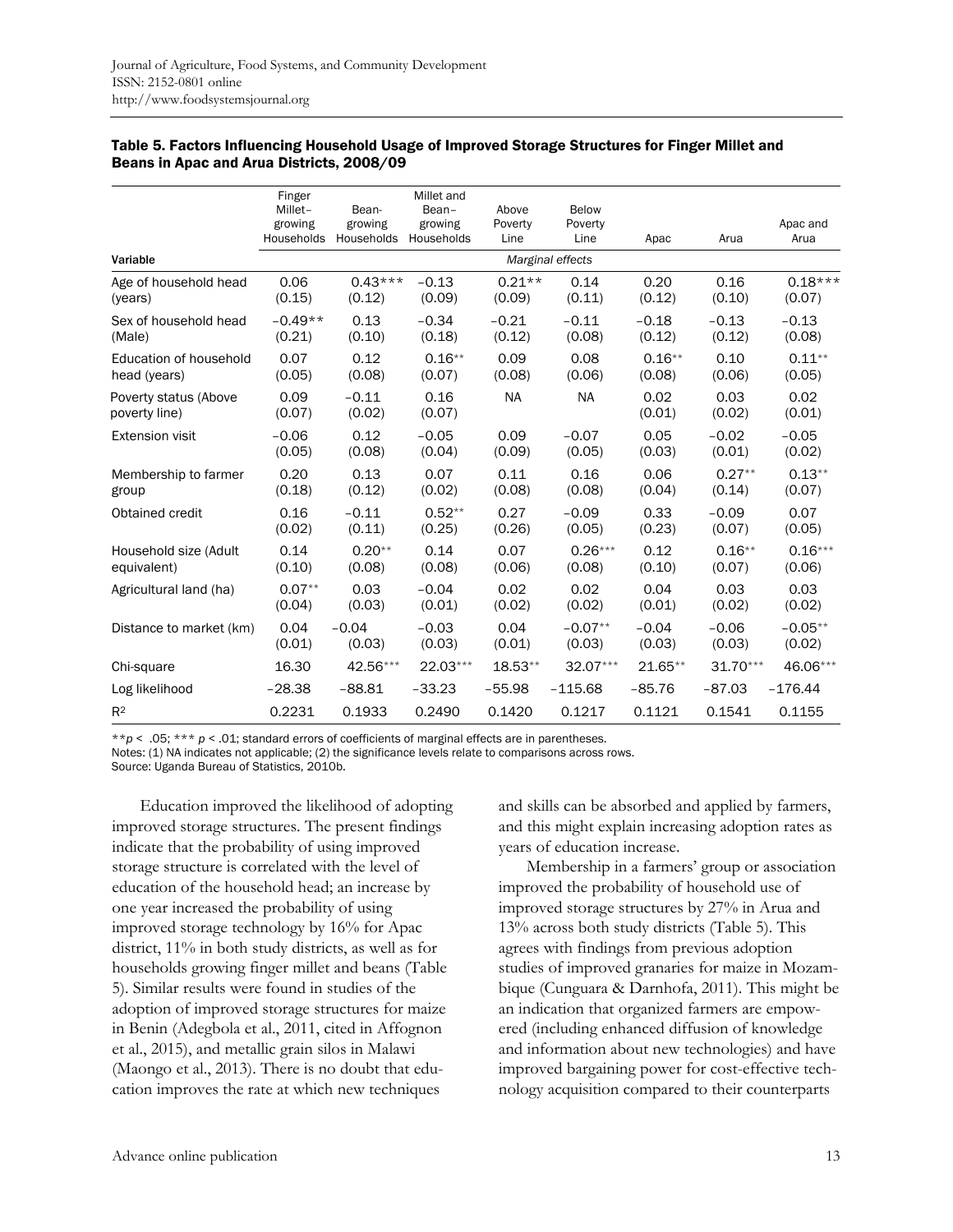**Table 5. Factors Influencing Household Usage of Improved Storage Structures for Finger Millet and Beans in Apac and Arua Districts, 2008/09**

| Variable | Finger Millet–growing Households | Bean-growing Households | Millet and Bean–growing Households | Above Poverty Line | Below Poverty Line | Apac | Arua | Apac and Arua |
|---|---|---|---|---|---|---|---|---|
| | *Marginal effects* | | | | | | | |
| Age of household head (years) | 0.06 (0.15) | 0.43*** (0.12) | −0.13 (0.09) | 0.21** (0.09) | 0.14 (0.11) | 0.20 (0.12) | 0.16 (0.10) | 0.18*** (0.07) |
| Sex of household head (Male) | −0.49** (0.21) | 0.13 (0.10) | −0.34 (0.18) | −0.21 (0.12) | −0.11 (0.08) | −0.18 (0.12) | −0.13 (0.12) | −0.13 (0.08) |
| Education of household head (years) | 0.07 (0.05) | 0.12 (0.08) | 0.16** (0.07) | 0.09 (0.08) | 0.08 (0.06) | 0.16** (0.08) | 0.10 (0.06) | 0.11** (0.05) |
| Poverty status (Above poverty line) | 0.09 (0.07) | −0.11 (0.02) | 0.16 (0.07) | NA | NA | 0.02 (0.01) | 0.03 (0.02) | 0.02 (0.01) |
| Extension visit | −0.06 (0.05) | 0.12 (0.08) | −0.05 (0.04) | 0.09 (0.09) | −0.07 (0.05) | 0.05 (0.03) | −0.02 (0.01) | −0.05 (0.02) |
| Membership to farmer group | 0.20 (0.18) | 0.13 (0.12) | 0.07 (0.02) | 0.11 (0.08) | 0.16 (0.08) | 0.06 (0.04) | 0.27** (0.14) | 0.13** (0.07) |
| Obtained credit | 0.16 (0.02) | −0.11 (0.11) | 0.52** (0.25) | 0.27 (0.26) | −0.09 (0.05) | 0.33 (0.23) | −0.09 (0.07) | 0.07 (0.05) |
| Household size (Adult equivalent) | 0.14 (0.10) | 0.20** (0.08) | 0.14 (0.08) | 0.07 (0.06) | 0.26*** (0.08) | 0.12 (0.10) | 0.16** (0.07) | 0.16*** (0.06) |
| Agricultural land (ha) | 0.07** (0.04) | 0.03 (0.03) | −0.04 (0.01) | 0.02 (0.02) | 0.02 (0.02) | 0.04 (0.01) | 0.03 (0.02) | 0.03 (0.02) |
| Distance to market (km) | 0.04 (0.01) | −0.04 (0.03) | −0.03 (0.03) | 0.04 (0.01) | −0.07** (0.03) | −0.04 (0.03) | −0.06 (0.03) | −0.05** (0.02) |
| Chi-square | 16.30 | 42.56*** | 22.03*** | 18.53** | 32.07*** | 21.65** | 31.70*** | 46.06*** |
| Log likelihood | −28.38 | −88.81 | −33.23 | −55.98 | −115.68 | −85.76 | −87.03 | −176.44 |
| $R^2$ | 0.2231 | 0.1933 | 0.2490 | 0.1420 | 0.1217 | 0.1121 | 0.1541 | 0.1155 |

** $p < .05$; *** $p < .01$; standard errors of coefficients of marginal effects are in parentheses.
Notes: (1) NA indicates not applicable; (2) the significance levels relate to comparisons across rows.
Source: Uganda Bureau of Statistics, 2010b.

Education improved the likelihood of adopting improved storage structures. The present findings indicate that the probability of using improved storage structure is correlated with the level of education of the household head; an increase by one year increased the probability of using improved storage technology by 16% for Apac district, 11% in both study districts, as well as for households growing finger millet and beans (Table 5). Similar results were found in studies of the adoption of improved storage structures for maize in Benin (Adegbola et al., 2011, cited in Affognon et al., 2015), and metallic grain silos in Malawi (Maongo et al., 2013). There is no doubt that education improves the rate at which new techniques and skills can be absorbed and applied by farmers, and this might explain increasing adoption rates as years of education increase.

Membership in a farmers' group or association improved the probability of household use of improved storage structures by 27% in Arua and 13% across both study districts (Table 5). This agrees with findings from previous adoption studies of improved granaries for maize in Mozambique (Cunguara & Darnhofa, 2011). This might be an indication that organized farmers are empowered (including enhanced diffusion of knowledge and information about new technologies) and have improved bargaining power for cost-effective technology acquisition compared to their counterparts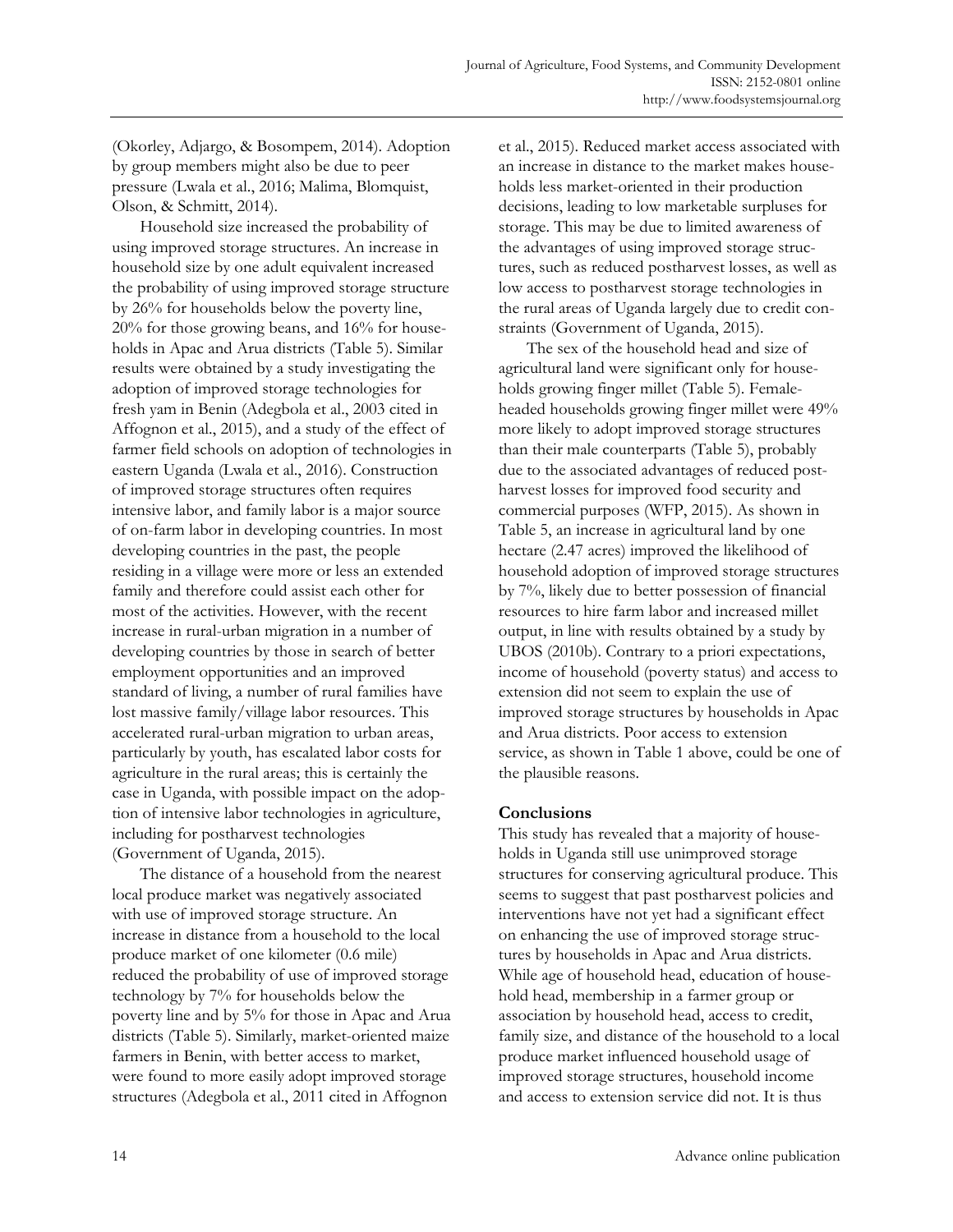(Okorley, Adjargo, & Bosompem, 2014). Adoption by group members might also be due to peer pressure (Lwala et al., 2016; Malima, Blomquist, Olson, & Schmitt, 2014).

Household size increased the probability of using improved storage structures. An increase in household size by one adult equivalent increased the probability of using improved storage structure by 26% for households below the poverty line, 20% for those growing beans, and 16% for households in Apac and Arua districts (Table 5). Similar results were obtained by a study investigating the adoption of improved storage technologies for fresh yam in Benin (Adegbola et al., 2003 cited in Affognon et al., 2015), and a study of the effect of farmer field schools on adoption of technologies in eastern Uganda (Lwala et al., 2016). Construction of improved storage structures often requires intensive labor, and family labor is a major source of on-farm labor in developing countries. In most developing countries in the past, the people residing in a village were more or less an extended family and therefore could assist each other for most of the activities. However, with the recent increase in rural-urban migration in a number of developing countries by those in search of better employment opportunities and an improved standard of living, a number of rural families have lost massive family/village labor resources. This accelerated rural-urban migration to urban areas, particularly by youth, has escalated labor costs for agriculture in the rural areas; this is certainly the case in Uganda, with possible impact on the adoption of intensive labor technologies in agriculture, including for postharvest technologies (Government of Uganda, 2015).

The distance of a household from the nearest local produce market was negatively associated with use of improved storage structure. An increase in distance from a household to the local produce market of one kilometer (0.6 mile) reduced the probability of use of improved storage technology by 7% for households below the poverty line and by 5% for those in Apac and Arua districts (Table 5). Similarly, market-oriented maize farmers in Benin, with better access to market, were found to more easily adopt improved storage structures (Adegbola et al., 2011 cited in Affognon et al., 2015). Reduced market access associated with an increase in distance to the market makes households less market-oriented in their production decisions, leading to low marketable surpluses for storage. This may be due to limited awareness of the advantages of using improved storage structures, such as reduced postharvest losses, as well as low access to postharvest storage technologies in the rural areas of Uganda largely due to credit constraints (Government of Uganda, 2015).

The sex of the household head and size of agricultural land were significant only for households growing finger millet (Table 5). Female-headed households growing finger millet were 49% more likely to adopt improved storage structures than their male counterparts (Table 5), probably due to the associated advantages of reduced postharvest losses for improved food security and commercial purposes (WFP, 2015). As shown in Table 5, an increase in agricultural land by one hectare (2.47 acres) improved the likelihood of household adoption of improved storage structures by 7%, likely due to better possession of financial resources to hire farm labor and increased millet output, in line with results obtained by a study by UBOS (2010b). Contrary to a priori expectations, income of household (poverty status) and access to extension did not seem to explain the use of improved storage structures by households in Apac and Arua districts. Poor access to extension service, as shown in Table 1 above, could be one of the plausible reasons.

## Conclusions

This study has revealed that a majority of households in Uganda still use unimproved storage structures for conserving agricultural produce. This seems to suggest that past postharvest policies and interventions have not yet had a significant effect on enhancing the use of improved storage structures by households in Apac and Arua districts. While age of household head, education of household head, membership in a farmer group or association by household head, access to credit, family size, and distance of the household to a local produce market influenced household usage of improved storage structures, household income and access to extension service did not. It is thus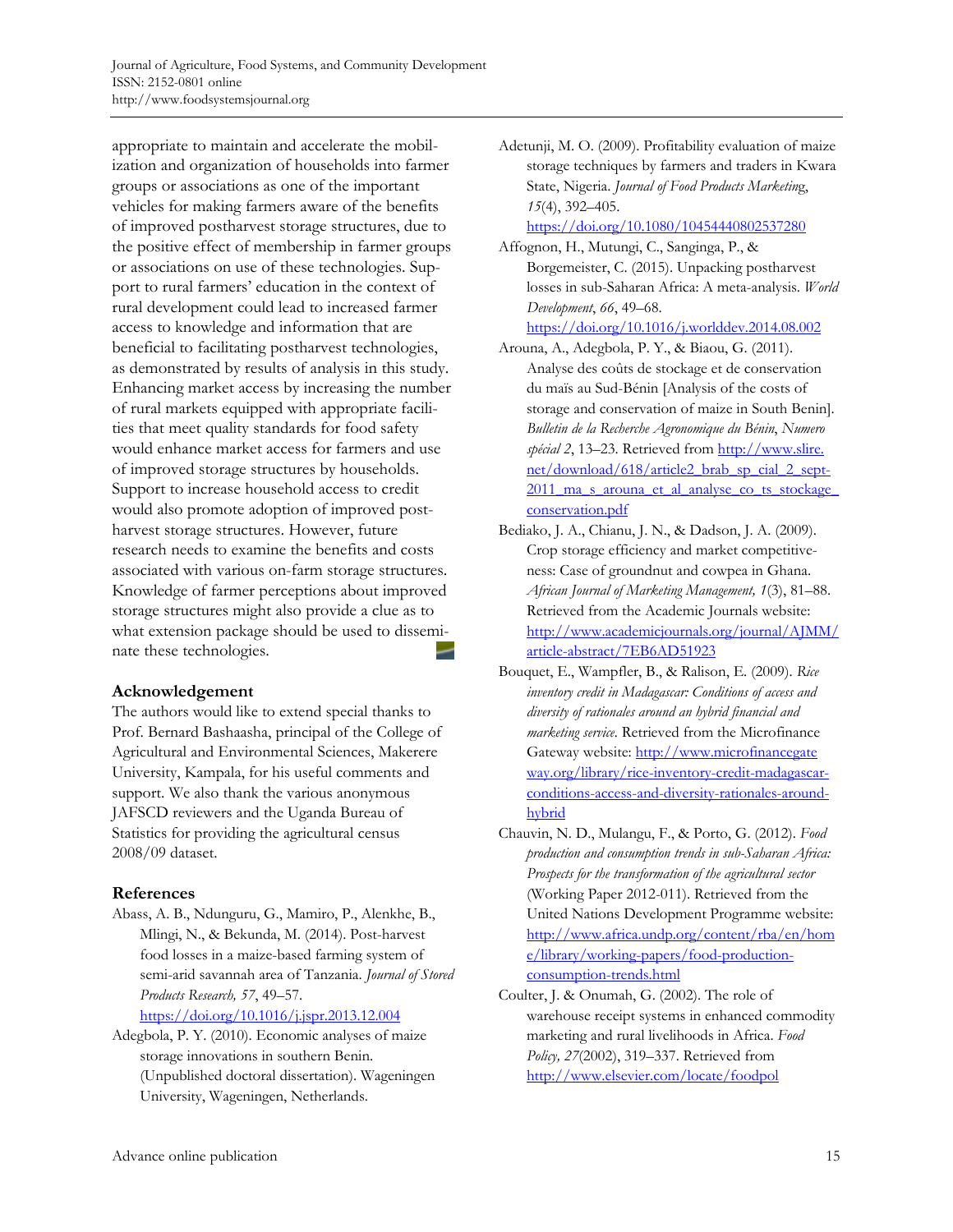appropriate to maintain and accelerate the mobilization and organization of households into farmer groups or associations as one of the important vehicles for making farmers aware of the benefits of improved postharvest storage structures, due to the positive effect of membership in farmer groups or associations on use of these technologies. Support to rural farmers' education in the context of rural development could lead to increased farmer access to knowledge and information that are beneficial to facilitating postharvest technologies, as demonstrated by results of analysis in this study. Enhancing market access by increasing the number of rural markets equipped with appropriate facilities that meet quality standards for food safety would enhance market access for farmers and use of improved storage structures by households. Support to increase household access to credit would also promote adoption of improved postharvest storage structures. However, future research needs to examine the benefits and costs associated with various on-farm storage structures. Knowledge of farmer perceptions about improved storage structures might also provide a clue as to what extension package should be used to disseminate these technologies.

## Acknowledgement

The authors would like to extend special thanks to Prof. Bernard Bashaasha, principal of the College of Agricultural and Environmental Sciences, Makerere University, Kampala, for his useful comments and support. We also thank the various anonymous JAFSCD reviewers and the Uganda Bureau of Statistics for providing the agricultural census 2008/09 dataset.

## References

Abass, A. B., Ndunguru, G., Mamiro, P., Alenkhe, B., Mlingi, N., & Bekunda, M. (2014). Post-harvest food losses in a maize-based farming system of semi-arid savannah area of Tanzania. *Journal of Stored Products Research, 57*, 49–57. https://doi.org/10.1016/j.jspr.2013.12.004

Adegbola, P. Y. (2010). Economic analyses of maize storage innovations in southern Benin. (Unpublished doctoral dissertation). Wageningen University, Wageningen, Netherlands.

Adetunji, M. O. (2009). Profitability evaluation of maize storage techniques by farmers and traders in Kwara State, Nigeria. *Journal of Food Products Marketing*, *15*(4), 392–405. https://doi.org/10.1080/10454440802537280

Affognon, H., Mutungi, C., Sanginga, P., & Borgemeister, C. (2015). Unpacking postharvest losses in sub-Saharan Africa: A meta-analysis. *World Development*, *66*, 49–68. https://doi.org/10.1016/j.worlddev.2014.08.002

Arouna, A., Adegbola, P. Y., & Biaou, G. (2011). Analyse des coûts de stockage et de conservation du maïs au Sud-Bénin [Analysis of the costs of storage and conservation of maize in South Benin]. *Bulletin de la Recherche Agronomique du Bénin*, *Numero spécial 2*, 13–23. Retrieved from http://www.slire.net/download/618/article2_brab_sp_cial_2_sept-2011_ma_s_arouna_et_al_analyse_co_ts_stockage_conservation.pdf

Bediako, J. A., Chianu, J. N., & Dadson, J. A. (2009). Crop storage efficiency and market competitiveness: Case of groundnut and cowpea in Ghana. *African Journal of Marketing Management, 1*(3), 81–88. Retrieved from the Academic Journals website: http://www.academicjournals.org/journal/AJMM/article-abstract/7EB6AD51923

Bouquet, E., Wampfler, B., & Ralison, E. (2009). *Rice inventory credit in Madagascar: Conditions of access and diversity of rationales around an hybrid financial and marketing service.* Retrieved from the Microfinance Gateway website: http://www.microfinancegateway.org/library/rice-inventory-credit-madagascar-conditions-access-and-diversity-rationales-around-hybrid

Chauvin, N. D., Mulangu, F., & Porto, G. (2012). *Food production and consumption trends in sub-Saharan Africa: Prospects for the transformation of the agricultural sector* (Working Paper 2012-011). Retrieved from the United Nations Development Programme website: http://www.africa.undp.org/content/rba/en/home/library/working-papers/food-production-consumption-trends.html

Coulter, J. & Onumah, G. (2002). The role of warehouse receipt systems in enhanced commodity marketing and rural livelihoods in Africa. *Food Policy, 27*(2002), 319–337. Retrieved from http://www.elsevier.com/locate/foodpol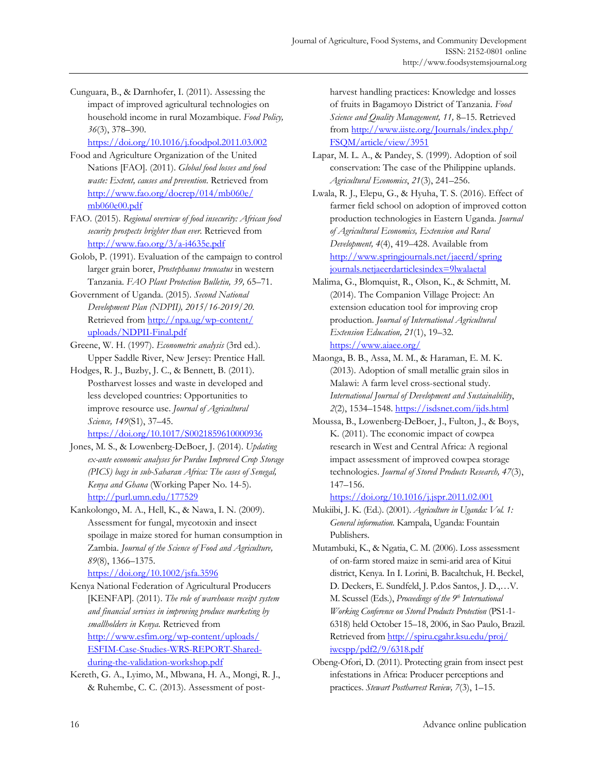Cunguara, B., & Darnhofer, I. (2011). Assessing the impact of improved agricultural technologies on household income in rural Mozambique. *Food Policy, 36*(3), 378–390. https://doi.org/10.1016/j.foodpol.2011.03.002

Food and Agriculture Organization of the United Nations [FAO]. (2011). *Global food losses and food waste: Extent, causes and prevention.* Retrieved from http://www.fao.org/docrep/014/mb060e/mb060e00.pdf

FAO. (2015). *Regional overview of food insecurity: African food security prospects brighter than ever.* Retrieved from http://www.fao.org/3/a-i4635e.pdf

Golob, P. (1991). Evaluation of the campaign to control larger grain borer, *Prostephanus truncatus* in western Tanzania. *FAO Plant Protection Bulletin, 39,* 65–71.

Government of Uganda. (2015). *Second National Development Plan (NDPII), 2015/16-2019/20.* Retrieved from http://npa.ug/wp-content/uploads/NDPII-Final.pdf

Greene, W. H. (1997). *Econometric analysis* (3rd ed.). Upper Saddle River, New Jersey: Prentice Hall.

Hodges, R. J., Buzby, J. C., & Bennett, B. (2011). Postharvest losses and waste in developed and less developed countries: Opportunities to improve resource use. *Journal of Agricultural Science, 149*(S1), 37–45. https://doi.org/10.1017/S0021859610000936

Jones, M. S., & Lowenberg-DeBoer, J. (2014). *Updating ex-ante economic analyses for Purdue Improved Crop Storage (PICS) bags in sub-Saharan Africa: The cases of Senegal, Kenya and Ghana* (Working Paper No. 14-5). http://purl.umn.edu/177529

Kankolongo, M. A., Hell, K., & Nawa, I. N. (2009). Assessment for fungal, mycotoxin and insect spoilage in maize stored for human consumption in Zambia. *Journal of the Science of Food and Agriculture, 89*(8), 1366–1375. https://doi.org/10.1002/jsfa.3596

Kenya National Federation of Agricultural Producers [KENFAP]. (2011). *The role of warehouse receipt system and financial services in improving produce marketing by smallholders in Kenya.* Retrieved from http://www.esfim.org/wp-content/uploads/ESFIM-Case-Studies-WRS-REPORT-Shared-during-the-validation-workshop.pdf

Kereth, G. A., Lyimo, M., Mbwana, H. A., Mongi, R. J., & Ruhembe, C. C. (2013). Assessment of post-harvest handling practices: Knowledge and losses of fruits in Bagamoyo District of Tanzania. *Food Science and Quality Management, 11,* 8–15. Retrieved from http://www.iiste.org/Journals/index.php/FSQM/article/view/3951

Lapar, M. L. A., & Pandey, S. (1999). Adoption of soil conservation: The case of the Philippine uplands. *Agricultural Economics*, *21*(3), 241–256.

Lwala, R. J., Elepu, G., & Hyuha, T. S. (2016). Effect of farmer field school on adoption of improved cotton production technologies in Eastern Uganda. *Journal of Agricultural Economics, Extension and Rural Development, 4*(4), 419–428. Available from http://www.springjournals.net/jaeerd/springjournals.netjaeerdarticlesindex=9lwalaetal

Malima, G., Blomquist, R., Olson, K., & Schmitt, M. (2014). The Companion Village Project: An extension education tool for improving crop production. *Journal of International Agricultural Extension Education, 21*(1), 19–32. https://www.aiaee.org/

Maonga, B. B., Assa, M. M., & Haraman, E. M. K. (2013). Adoption of small metallic grain silos in Malawi: A farm level cross-sectional study. *International Journal of Development and Sustainability*, *2*(2), 1534–1548. https://isdsnet.com/ijds.html

Moussa, B., Lowenberg-DeBoer, J., Fulton, J., & Boys, K. (2011). The economic impact of cowpea research in West and Central Africa: A regional impact assessment of improved cowpea storage technologies. *Journal of Stored Products Research, 47*(3), 147–156. https://doi.org/10.1016/j.jspr.2011.02.001

Mukiibi, J. K. (Ed.). (2001). *Agriculture in Uganda: Vol. 1: General information.* Kampala, Uganda: Fountain Publishers.

Mutambuki, K., & Ngatia, C. M. (2006). Loss assessment of on-farm stored maize in semi-arid area of Kitui district, Kenya. In I. Lorini, B. Bacaltchuk, H. Beckel, D. Deckers, E. Sundfeld, J. P.dos Santos, J. D.,…V. M. Scussel (Eds.), *Proceedings of the 9th International Working Conference on Stored Products Protection* (PS1-1-6318) held October 15–18, 2006, in Sao Paulo, Brazil. Retrieved from http://spiru.cgahr.ksu.edu/proj/iwcspp/pdf2/9/6318.pdf

Obeng-Ofori, D. (2011). Protecting grain from insect pest infestations in Africa: Producer perceptions and practices. *Stewart Postharvest Review, 7*(3), 1–15.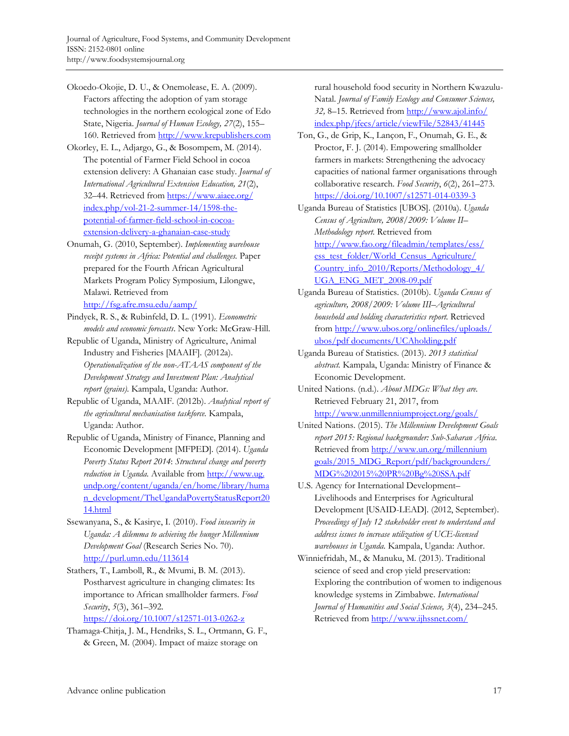Okoedo-Okojie, D. U., & Onemolease, E. A. (2009). Factors affecting the adoption of yam storage technologies in the northern ecological zone of Edo State, Nigeria. *Journal of Human Ecology, 27*(2), 155–160. Retrieved from http://www.krepublishers.com

Okorley, E. L., Adjargo, G., & Bosompem, M. (2014). The potential of Farmer Field School in cocoa extension delivery: A Ghanaian case study. *Journal of International Agricultural Extension Education, 21*(2), 32–44. Retrieved from https://www.aiaee.org/index.php/vol-21-2-summer-14/1598-the-potential-of-farmer-field-school-in-cocoa-extension-delivery-a-ghanaian-case-study

Onumah, G. (2010, September). *Implementing warehouse receipt systems in Africa: Potential and challenges.* Paper prepared for the Fourth African Agricultural Markets Program Policy Symposium, Lilongwe, Malawi. Retrieved from http://fsg.afre.msu.edu/aamp/

Pindyek, R. S., & Rubinfeld, D. L. (1991). *Econometric models and economic forecasts*. New York: McGraw-Hill.

Republic of Uganda, Ministry of Agriculture, Animal Industry and Fisheries [MAAIF]. (2012a). *Operationalization of the non-ATAAS component of the Development Strategy and Investment Plan: Analytical report (grains).* Kampala, Uganda: Author.

Republic of Uganda, MAAIF. (2012b). *Analytical report of the agricultural mechanisation taskforce.* Kampala, Uganda: Author.

Republic of Uganda, Ministry of Finance, Planning and Economic Development [MFPED]. (2014). *Uganda Poverty Status Report 2014*: *Structural change and poverty reduction in Uganda.* Available from http://www.ug.undp.org/content/uganda/en/home/library/human_development/TheUgandaPovertyStatusReport2014.html

Ssewanyana, S., & Kasirye, I. (2010). *Food insecurity in Uganda: A dilemma to achieving the hunger Millennium Development Goal* (Research Series No. 70). http://purl.umn.edu/113614

Stathers, T., Lamboll, R., & Mvumi, B. M. (2013). Postharvest agriculture in changing climates: Its importance to African smallholder farmers. *Food Security*, *5*(3), 361–392. https://doi.org/10.1007/s12571-013-0262-z

Thamaga-Chitja, J. M., Hendriks, S. L., Ortmann, G. F., & Green, M. (2004). Impact of maize storage on rural household food security in Northern Kwazulu-Natal. *Journal of Family Ecology and Consumer Sciences, 32,* 8–15. Retrieved from http://www.ajol.info/index.php/jfecs/article/viewFile/52843/41445

Ton, G., de Grip, K., Lançon, F., Onumah, G. E., & Proctor, F. J. (2014). Empowering smallholder farmers in markets: Strengthening the advocacy capacities of national farmer organisations through collaborative research. *Food Security*, *6*(2), 261–273. https://doi.org/10.1007/s12571-014-0339-3

Uganda Bureau of Statistics [UBOS]. (2010a). *Uganda Census of Agriculture, 2008/2009: Volume II–Methodology report.* Retrieved from http://www.fao.org/fileadmin/templates/ess/ess_test_folder/World_Census_Agriculture/Country_info_2010/Reports/Methodology_4/UGA_ENG_MET_2008-09.pdf

Uganda Bureau of Statistics. (2010b). *Uganda Census of agriculture, 2008/2009: Volume III–Agricultural household and holding characteristics report.* Retrieved from http://www.ubos.org/onlinefiles/uploads/ubos/pdf documents/UCAholding.pdf

Uganda Bureau of Statistics. (2013). *2013 statistical abstract.* Kampala, Uganda: Ministry of Finance & Economic Development.

United Nations. (n.d.). *About MDGs: What they are.* Retrieved February 21, 2017, from http://www.unmillenniumproject.org/goals/

United Nations. (2015). *The Millennium Development Goals report 2015: Regional backgrounder: Sub-Saharan Africa.* Retrieved from http://www.un.org/millenniumgoals/2015_MDG_Report/pdf/backgrounders/MDG%202015%20PR%20Bg%20SSA.pdf

U.S. Agency for International Development–Livelihoods and Enterprises for Agricultural Development [USAID-LEAD]. (2012, September). *Proceedings of July 12 stakeholder event to understand and address issues to increase utilization of UCE-licensed warehouses in Uganda.* Kampala, Uganda: Author.

Winniefridah, M., & Manuku, M. (2013). Traditional science of seed and crop yield preservation: Exploring the contribution of women to indigenous knowledge systems in Zimbabwe. *International Journal of Humanities and Social Science, 3*(4), 234–245. Retrieved from http://www.ijhssnet.com/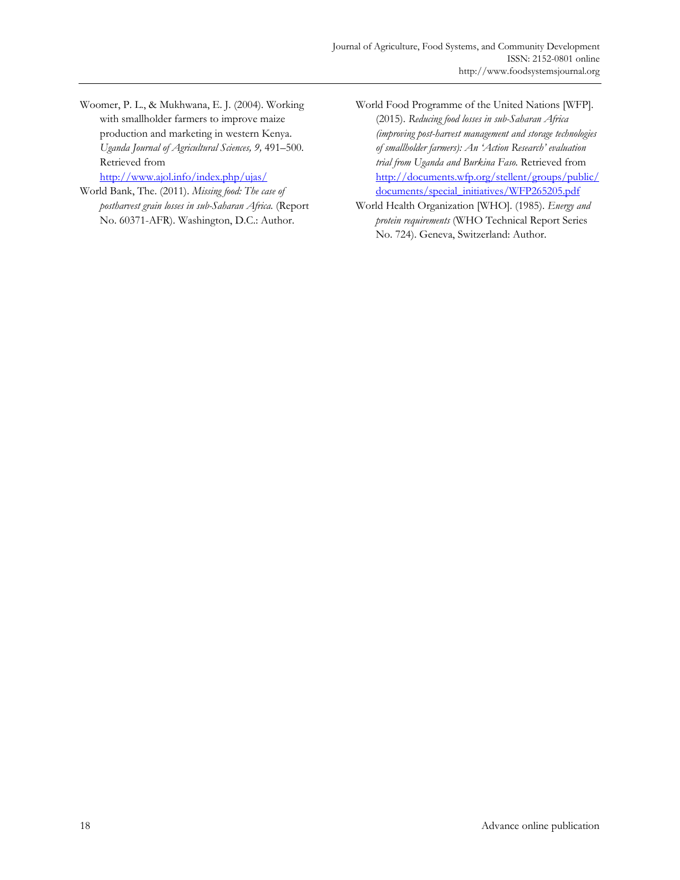Woomer, P. L., & Mukhwana, E. J. (2004). Working with smallholder farmers to improve maize production and marketing in western Kenya. *Uganda Journal of Agricultural Sciences, 9,* 491–500. Retrieved from http://www.ajol.info/index.php/ujas/

World Bank, The. (2011). *Missing food: The case of postharvest grain losses in sub-Saharan Africa.* (Report No. 60371-AFR). Washington, D.C.: Author.

World Food Programme of the United Nations [WFP]. (2015). *Reducing food losses in sub-Saharan Africa (improving post-harvest management and storage technologies of smallholder farmers): An 'Action Research' evaluation trial from Uganda and Burkina Faso.* Retrieved from http://documents.wfp.org/stellent/groups/public/documents/special_initiatives/WFP265205.pdf

World Health Organization [WHO]. (1985). *Energy and protein requirements* (WHO Technical Report Series No. 724). Geneva, Switzerland: Author.